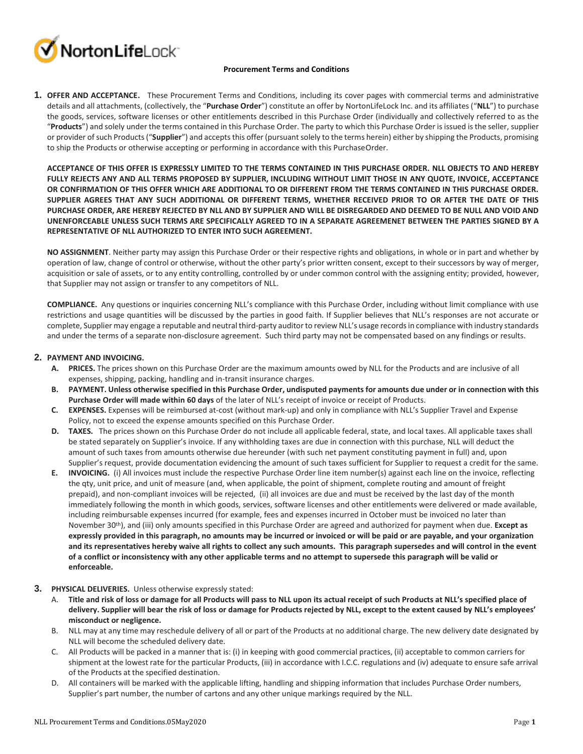# Procurement Terms and Conditions

**1. OFFER AND ACCEPTANCE.** These Procurement Terms and Conditions, including its cover pages with commercial terms and administrative details and all attachments, (collectively, the "**Purchase Order**") constitute an offer by NortonLifeLock Inc. and its affiliates ("**NLL**") to purchase the goods, services, software licenses or other entitlements described in this Purchase Order (individually and collectively referred to as the "**Products**") and solely under the terms contained in this Purchase Order. The party to which this Purchase Order is issued is the seller, supplier or provider of such Products ("**Supplier**") and accepts this offer (pursuant solely to the terms herein) either by shipping the Products, promising to ship the Products or otherwise accepting or performing in accordance with this PurchaseOrder.

**ACCEPTANCE OF THIS OFFER IS EXPRESSLY LIMITED TO THE TERMS CONTAINED IN THIS PURCHASE ORDER. NLL OBJECTS TO AND HEREBY FULLY REJECTS ANY AND ALL TERMS PROPOSED BY SUPPLIER, INCLUDING WITHOUT LIMIT THOSE IN ANY QUOTE, INVOICE, ACCEPTANCE OR CONFIRMATION OF THIS OFFER WHICH ARE ADDITIONAL TO OR DIFFERENT FROM THE TERMS CONTAINED IN THIS PURCHASE ORDER. SUPPLIER AGREES THAT ANY SUCH ADDITIONAL OR DIFFERENT TERMS, WHETHER RECEIVED PRIOR TO OR AFTER THE DATE OF THIS PURCHASE ORDER, ARE HEREBY REJECTED BY NLL AND BY SUPPLIER AND WILL BE DISREGARDED AND DEEMED TO BE NULL AND VOID AND UNENFORCEABLE UNLESS SUCH TERMS ARE SPECIFICALLY AGREED TO IN A SEPARATE AGREEMENET BETWEEN THE PARTIES SIGNED BY A REPRESENTATIVE OF NLL AUTHORIZED TO ENTER INTO SUCH AGREEMENT.**

**NO ASSIGNMENT**. Neither party may assign this Purchase Order or their respective rights and obligations, in whole or in part and whether by operation of law, change of control or otherwise, without the other party's prior written consent, except to their successors by way of merger, acquisition or sale of assets, or to any entity controlling, controlled by or under common control with the assigning entity; provided, however, that Supplier may not assign or transfer to any competitors of NLL.

**COMPLIANCE.** Any questions or inquiries concerning NLL's compliance with this Purchase Order, including without limit compliance with use restrictions and usage quantities will be discussed by the parties in good faith. If Supplier believes that NLL's responses are not accurate or complete, Supplier may engage a reputable and neutral third-party auditor to review NLL's usage records in compliance with industry standards and under the terms of a separate non-disclosure agreement. Such third party may not be compensated based on any findings or results.

**2. PAYMENT AND INVOICING.**

- **A. PRICES.** The prices shown on this Purchase Order are the maximum amounts owed by NLL for the Products and are inclusive of all expenses, shipping, packing, handling and in-transit insurance charges.
- **B. PAYMENT. Unless otherwise specified in this Purchase Order, undisputed payments for amounts due under or in connection with this Purchase Order will made within 60 days** of the later of NLL's receipt of invoice or receipt of Products.
- **C. EXPENSES.** Expenses will be reimbursed at-cost (without mark-up) and only in compliance with NLL's Supplier Travel and Expense Policy, not to exceed the expense amounts specified on this Purchase Order.
- **D. TAXES.** The prices shown on this Purchase Order do not include all applicable federal, state, and local taxes. All applicable taxes shall be stated separately on Supplier's invoice. If any withholding taxes are due in connection with this purchase, NLL will deduct the amount of such taxes from amounts otherwise due hereunder (with such net payment constituting payment in full) and, upon Supplier's request, provide documentation evidencing the amount of such taxes sufficient for Supplier to request a credit for the same.
- **E. INVOICING.** (i) All invoices must include the respective Purchase Order line item number(s) against each line on the invoice, reflecting the qty, unit price, and unit of measure (and, when applicable, the point of shipment, complete routing and amount of freight prepaid), and non-compliant invoices will be rejected, (ii) all invoices are due and must be received by the last day of the month immediately following the month in which goods, services, software licenses and other entitlements were delivered or made available, including reimbursable expenses incurred (for example, fees and expenses incurred in October must be invoiced no later than November 30th), and (iii) only amounts specified in this Purchase Order are agreed and authorized for payment when due. **Except as expressly provided in this paragraph, no amounts may be incurred or invoiced or will be paid or are payable, and your organization and its representatives hereby waive all rights to collect any such amounts. This paragraph supersedes and will control in the event of a conflict or inconsistency with any other applicable terms and no attempt to supersede this paragraph will be valid or enforceable.**

**3. PHYSICAL DELIVERIES.** Unless otherwise expressly stated:

- A. **Title and risk of loss or damage for all Products will pass to NLL upon its actual receipt of such Products at NLL's specified place of delivery. Supplier will bear the risk of loss or damage for Products rejected by NLL, except to the extent caused by NLL's employees' misconduct or negligence.**
- B. NLL may at any time may reschedule delivery of all or part of the Products at no additional charge. The new delivery date designated by NLL will become the scheduled delivery date.
- C. All Products will be packed in a manner that is: (i) in keeping with good commercial practices, (ii) acceptable to common carriers for shipment at the lowest rate for the particular Products, (iii) in accordance with I.C.C. regulations and (iv) adequate to ensure safe arrival of the Products at the specified destination.
- D. All containers will be marked with the applicable lifting, handling and shipping information that includes Purchase Order numbers, Supplier's part number, the number of cartons and any other unique markings required by the NLL.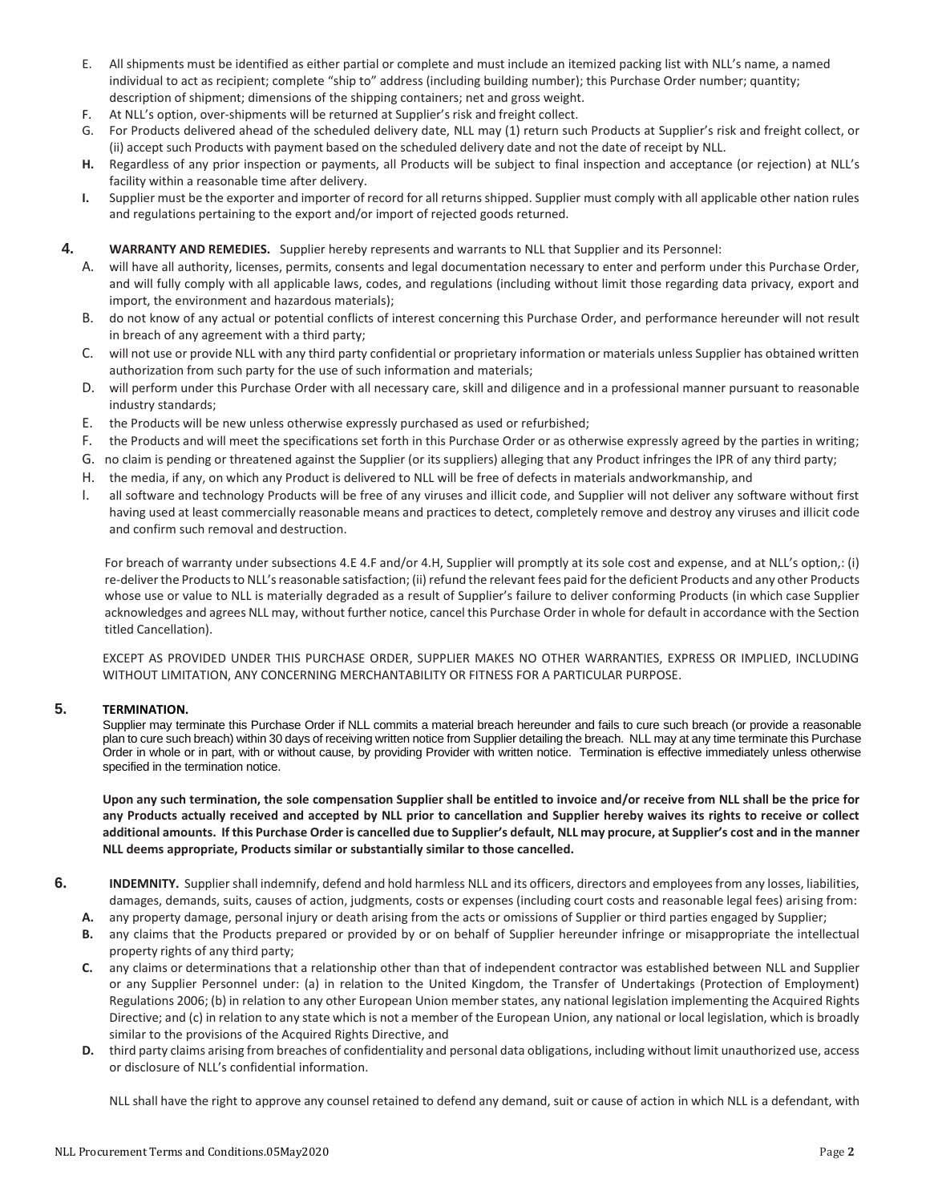E. All shipments must be identified as either partial or complete and must include an itemized packing list with NLL's name, a named individual to act as recipient; complete "ship to" address (including building number); this Purchase Order number; quantity; description of shipment; dimensions of the shipping containers; net and gross weight.

F. At NLL's option, over-shipments will be returned at Supplier's risk and freight collect.

G. For Products delivered ahead of the scheduled delivery date, NLL may (1) return such Products at Supplier's risk and freight collect, or (ii) accept such Products with payment based on the scheduled delivery date and not the date of receipt by NLL.

**H.** Regardless of any prior inspection or payments, all Products will be subject to final inspection and acceptance (or rejection) at NLL's facility within a reasonable time after delivery.

**I.** Supplier must be the exporter and importer of record for all returns shipped. Supplier must comply with all applicable other nation rules and regulations pertaining to the export and/or import of rejected goods returned.

**4. WARRANTY AND REMEDIES.** Supplier hereby represents and warrants to NLL that Supplier and its Personnel:

A. will have all authority, licenses, permits, consents and legal documentation necessary to enter and perform under this Purchase Order, and will fully comply with all applicable laws, codes, and regulations (including without limit those regarding data privacy, export and import, the environment and hazardous materials);

B. do not know of any actual or potential conflicts of interest concerning this Purchase Order, and performance hereunder will not result in breach of any agreement with a third party;

C. will not use or provide NLL with any third party confidential or proprietary information or materials unless Supplier has obtained written authorization from such party for the use of such information and materials;

D. will perform under this Purchase Order with all necessary care, skill and diligence and in a professional manner pursuant to reasonable industry standards;

E. the Products will be new unless otherwise expressly purchased as used or refurbished;

F. the Products and will meet the specifications set forth in this Purchase Order or as otherwise expressly agreed by the parties in writing;

G. no claim is pending or threatened against the Supplier (or its suppliers) alleging that any Product infringes the IPR of any third party;

H. the media, if any, on which any Product is delivered to NLL will be free of defects in materials andworkmanship, and

I. all software and technology Products will be free of any viruses and illicit code, and Supplier will not deliver any software without first having used at least commercially reasonable means and practices to detect, completely remove and destroy any viruses and illicit code and confirm such removal and destruction.

For breach of warranty under subsections 4.E 4.F and/or 4.H, Supplier will promptly at its sole cost and expense, and at NLL's option,: (i) re-deliver the Products to NLL's reasonable satisfaction; (ii) refund the relevant fees paid for the deficient Products and any other Products whose use or value to NLL is materially degraded as a result of Supplier's failure to deliver conforming Products (in which case Supplier acknowledges and agrees NLL may, without further notice, cancel this Purchase Order in whole for default in accordance with the Section titled Cancellation).

EXCEPT AS PROVIDED UNDER THIS PURCHASE ORDER, SUPPLIER MAKES NO OTHER WARRANTIES, EXPRESS OR IMPLIED, INCLUDING WITHOUT LIMITATION, ANY CONCERNING MERCHANTABILITY OR FITNESS FOR A PARTICULAR PURPOSE.

**5. TERMINATION.**

Supplier may terminate this Purchase Order if NLL commits a material breach hereunder and fails to cure such breach (or provide a reasonable plan to cure such breach) within 30 days of receiving written notice from Supplier detailing the breach. NLL may at any time terminate this Purchase Order in whole or in part, with or without cause, by providing Provider with written notice. Termination is effective immediately unless otherwise specified in the termination notice.

**Upon any such termination, the sole compensation Supplier shall be entitled to invoice and/or receive from NLL shall be the price for any Products actually received and accepted by NLL prior to cancellation and Supplier hereby waives its rights to receive or collect additional amounts. If this Purchase Order is cancelled due to Supplier's default, NLL may procure, at Supplier's cost and in the manner NLL deems appropriate, Products similar or substantially similar to those cancelled.**

**6. INDEMNITY.** Supplier shall indemnify, defend and hold harmless NLL and its officers, directors and employees from any losses, liabilities, damages, demands, suits, causes of action, judgments, costs or expenses (including court costs and reasonable legal fees) arising from:

**A.** any property damage, personal injury or death arising from the acts or omissions of Supplier or third parties engaged by Supplier;

**B.** any claims that the Products prepared or provided by or on behalf of Supplier hereunder infringe or misappropriate the intellectual property rights of any third party;

**C.** any claims or determinations that a relationship other than that of independent contractor was established between NLL and Supplier or any Supplier Personnel under: (a) in relation to the United Kingdom, the Transfer of Undertakings (Protection of Employment) Regulations 2006; (b) in relation to any other European Union member states, any national legislation implementing the Acquired Rights Directive; and (c) in relation to any state which is not a member of the European Union, any national or local legislation, which is broadly similar to the provisions of the Acquired Rights Directive, and

**D.** third party claims arising from breaches of confidentiality and personal data obligations, including without limit unauthorized use, access or disclosure of NLL's confidential information.

NLL shall have the right to approve any counsel retained to defend any demand, suit or cause of action in which NLL is a defendant, with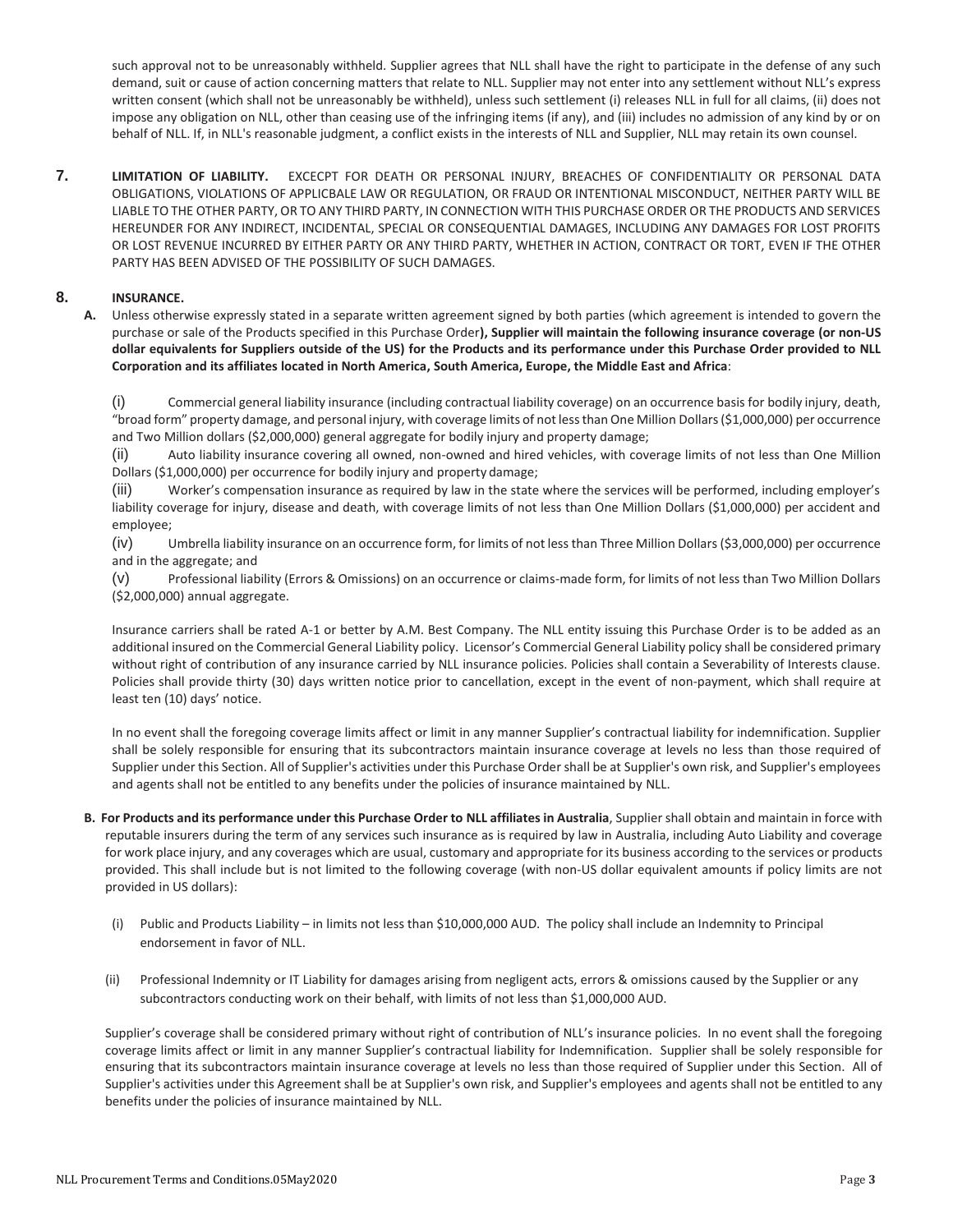such approval not to be unreasonably withheld. Supplier agrees that NLL shall have the right to participate in the defense of any such demand, suit or cause of action concerning matters that relate to NLL. Supplier may not enter into any settlement without NLL's express written consent (which shall not be unreasonably be withheld), unless such settlement (i) releases NLL in full for all claims, (ii) does not impose any obligation on NLL, other than ceasing use of the infringing items (if any), and (iii) includes no admission of any kind by or on behalf of NLL. If, in NLL's reasonable judgment, a conflict exists in the interests of NLL and Supplier, NLL may retain its own counsel.

**7. LIMITATION OF LIABILITY.** EXCECPT FOR DEATH OR PERSONAL INJURY, BREACHES OF CONFIDENTIALITY OR PERSONAL DATA OBLIGATIONS, VIOLATIONS OF APPLICBALE LAW OR REGULATION, OR FRAUD OR INTENTIONAL MISCONDUCT, NEITHER PARTY WILL BE LIABLE TO THE OTHER PARTY, OR TO ANY THIRD PARTY, IN CONNECTION WITH THIS PURCHASE ORDER OR THE PRODUCTS AND SERVICES HEREUNDER FOR ANY INDIRECT, INCIDENTAL, SPECIAL OR CONSEQUENTIAL DAMAGES, INCLUDING ANY DAMAGES FOR LOST PROFITS OR LOST REVENUE INCURRED BY EITHER PARTY OR ANY THIRD PARTY, WHETHER IN ACTION, CONTRACT OR TORT, EVEN IF THE OTHER PARTY HAS BEEN ADVISED OF THE POSSIBILITY OF SUCH DAMAGES.

**8. INSURANCE.**

**A.** Unless otherwise expressly stated in a separate written agreement signed by both parties (which agreement is intended to govern the purchase or sale of the Products specified in this Purchase Order**), Supplier will maintain the following insurance coverage (or non-US dollar equivalents for Suppliers outside of the US) for the Products and its performance under this Purchase Order provided to NLL Corporation and its affiliates located in North America, South America, Europe, the Middle East and Africa**:

(i) Commercial general liability insurance (including contractual liability coverage) on an occurrence basis for bodily injury, death, "broad form" property damage, and personal injury, with coverage limits of not less than One Million Dollars ($1,000,000) per occurrence and Two Million dollars ($2,000,000) general aggregate for bodily injury and property damage;

(ii) Auto liability insurance covering all owned, non-owned and hired vehicles, with coverage limits of not less than One Million Dollars ($1,000,000) per occurrence for bodily injury and property damage;

(iii) Worker's compensation insurance as required by law in the state where the services will be performed, including employer's liability coverage for injury, disease and death, with coverage limits of not less than One Million Dollars ($1,000,000) per accident and employee;

(iv) Umbrella liability insurance on an occurrence form, for limits of not less than Three Million Dollars ($3,000,000) per occurrence and in the aggregate; and

(v) Professional liability (Errors & Omissions) on an occurrence or claims-made form, for limits of not less than Two Million Dollars ($2,000,000) annual aggregate.

Insurance carriers shall be rated A-1 or better by A.M. Best Company. The NLL entity issuing this Purchase Order is to be added as an additional insured on the Commercial General Liability policy. Licensor's Commercial General Liability policy shall be considered primary without right of contribution of any insurance carried by NLL insurance policies. Policies shall contain a Severability of Interests clause. Policies shall provide thirty (30) days written notice prior to cancellation, except in the event of non-payment, which shall require at least ten (10) days' notice.

In no event shall the foregoing coverage limits affect or limit in any manner Supplier's contractual liability for indemnification. Supplier shall be solely responsible for ensuring that its subcontractors maintain insurance coverage at levels no less than those required of Supplier under this Section. All of Supplier's activities under this Purchase Order shall be at Supplier's own risk, and Supplier's employees and agents shall not be entitled to any benefits under the policies of insurance maintained by NLL.

**B. For Products and its performance under this Purchase Order to NLL affiliates in Australia**, Supplier shall obtain and maintain in force with reputable insurers during the term of any services such insurance as is required by law in Australia, including Auto Liability and coverage for work place injury, and any coverages which are usual, customary and appropriate for its business according to the services or products provided. This shall include but is not limited to the following coverage (with non-US dollar equivalent amounts if policy limits are not provided in US dollars):

(i) Public and Products Liability – in limits not less than $10,000,000 AUD. The policy shall include an Indemnity to Principal endorsement in favor of NLL.

(ii) Professional Indemnity or IT Liability for damages arising from negligent acts, errors & omissions caused by the Supplier or any subcontractors conducting work on their behalf, with limits of not less than $1,000,000 AUD.

Supplier's coverage shall be considered primary without right of contribution of NLL's insurance policies. In no event shall the foregoing coverage limits affect or limit in any manner Supplier's contractual liability for Indemnification. Supplier shall be solely responsible for ensuring that its subcontractors maintain insurance coverage at levels no less than those required of Supplier under this Section. All of Supplier's activities under this Agreement shall be at Supplier's own risk, and Supplier's employees and agents shall not be entitled to any benefits under the policies of insurance maintained by NLL.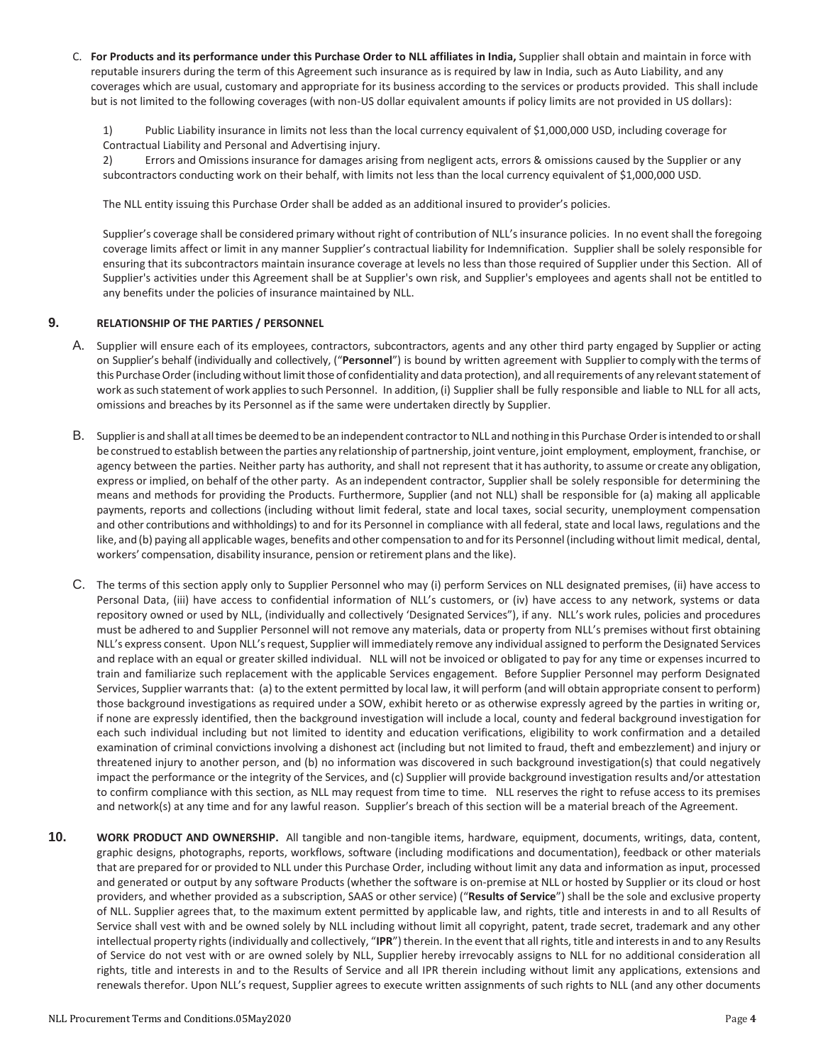C. **For Products and its performance under this Purchase Order to NLL affiliates in India,** Supplier shall obtain and maintain in force with reputable insurers during the term of this Agreement such insurance as is required by law in India, such as Auto Liability, and any coverages which are usual, customary and appropriate for its business according to the services or products provided. This shall include but is not limited to the following coverages (with non-US dollar equivalent amounts if policy limits are not provided in US dollars):

1) Public Liability insurance in limits not less than the local currency equivalent of $1,000,000 USD, including coverage for Contractual Liability and Personal and Advertising injury.

2) Errors and Omissions insurance for damages arising from negligent acts, errors & omissions caused by the Supplier or any subcontractors conducting work on their behalf, with limits not less than the local currency equivalent of $1,000,000 USD.

The NLL entity issuing this Purchase Order shall be added as an additional insured to provider's policies.

Supplier's coverage shall be considered primary without right of contribution of NLL's insurance policies. In no event shall the foregoing coverage limits affect or limit in any manner Supplier's contractual liability for Indemnification. Supplier shall be solely responsible for ensuring that its subcontractors maintain insurance coverage at levels no less than those required of Supplier under this Section. All of Supplier's activities under this Agreement shall be at Supplier's own risk, and Supplier's employees and agents shall not be entitled to any benefits under the policies of insurance maintained by NLL.

## 9. RELATIONSHIP OF THE PARTIES / PERSONNEL

A. Supplier will ensure each of its employees, contractors, subcontractors, agents and any other third party engaged by Supplier or acting on Supplier's behalf (individually and collectively, ("**Personnel**") is bound by written agreement with Supplier to comply with the terms of this Purchase Order (including without limit those of confidentiality and data protection), and all requirements of any relevant statement of work as such statement of work applies to such Personnel. In addition, (i) Supplier shall be fully responsible and liable to NLL for all acts, omissions and breaches by its Personnel as if the same were undertaken directly by Supplier.

B. Supplier is and shall at all times be deemed to be an independent contractor to NLL and nothing in this Purchase Order is intended to or shall be construed to establish between the parties any relationship of partnership, joint venture, joint employment, employment, franchise, or agency between the parties. Neither party has authority, and shall not represent that it has authority, to assume or create any obligation, express or implied, on behalf of the other party. As an independent contractor, Supplier shall be solely responsible for determining the means and methods for providing the Products. Furthermore, Supplier (and not NLL) shall be responsible for (a) making all applicable payments, reports and collections (including without limit federal, state and local taxes, social security, unemployment compensation and other contributions and withholdings) to and for its Personnel in compliance with all federal, state and local laws, regulations and the like, and (b) paying all applicable wages, benefits and other compensation to and for its Personnel (including without limit medical, dental, workers' compensation, disability insurance, pension or retirement plans and the like).

C. The terms of this section apply only to Supplier Personnel who may (i) perform Services on NLL designated premises, (ii) have access to Personal Data, (iii) have access to confidential information of NLL's customers, or (iv) have access to any network, systems or data repository owned or used by NLL, (individually and collectively 'Designated Services"), if any. NLL's work rules, policies and procedures must be adhered to and Supplier Personnel will not remove any materials, data or property from NLL's premises without first obtaining NLL's express consent. Upon NLL's request, Supplier will immediately remove any individual assigned to perform the Designated Services and replace with an equal or greater skilled individual. NLL will not be invoiced or obligated to pay for any time or expenses incurred to train and familiarize such replacement with the applicable Services engagement. Before Supplier Personnel may perform Designated Services, Supplier warrants that: (a) to the extent permitted by local law, it will perform (and will obtain appropriate consent to perform) those background investigations as required under a SOW, exhibit hereto or as otherwise expressly agreed by the parties in writing or, if none are expressly identified, then the background investigation will include a local, county and federal background investigation for each such individual including but not limited to identity and education verifications, eligibility to work confirmation and a detailed examination of criminal convictions involving a dishonest act (including but not limited to fraud, theft and embezzlement) and injury or threatened injury to another person, and (b) no information was discovered in such background investigation(s) that could negatively impact the performance or the integrity of the Services, and (c) Supplier will provide background investigation results and/or attestation to confirm compliance with this section, as NLL may request from time to time. NLL reserves the right to refuse access to its premises and network(s) at any time and for any lawful reason. Supplier's breach of this section will be a material breach of the Agreement.

## 10. WORK PRODUCT AND OWNERSHIP.

All tangible and non-tangible items, hardware, equipment, documents, writings, data, content, graphic designs, photographs, reports, workflows, software (including modifications and documentation), feedback or other materials that are prepared for or provided to NLL under this Purchase Order, including without limit any data and information as input, processed and generated or output by any software Products (whether the software is on-premise at NLL or hosted by Supplier or its cloud or host providers, and whether provided as a subscription, SAAS or other service) ("**Results of Service**") shall be the sole and exclusive property of NLL. Supplier agrees that, to the maximum extent permitted by applicable law, and rights, title and interests in and to all Results of Service shall vest with and be owned solely by NLL including without limit all copyright, patent, trade secret, trademark and any other intellectual property rights (individually and collectively, "**IPR**") therein. In the event that all rights, title and interests in and to any Results of Service do not vest with or are owned solely by NLL, Supplier hereby irrevocably assigns to NLL for no additional consideration all rights, title and interests in and to the Results of Service and all IPR therein including without limit any applications, extensions and renewals therefor. Upon NLL's request, Supplier agrees to execute written assignments of such rights to NLL (and any other documents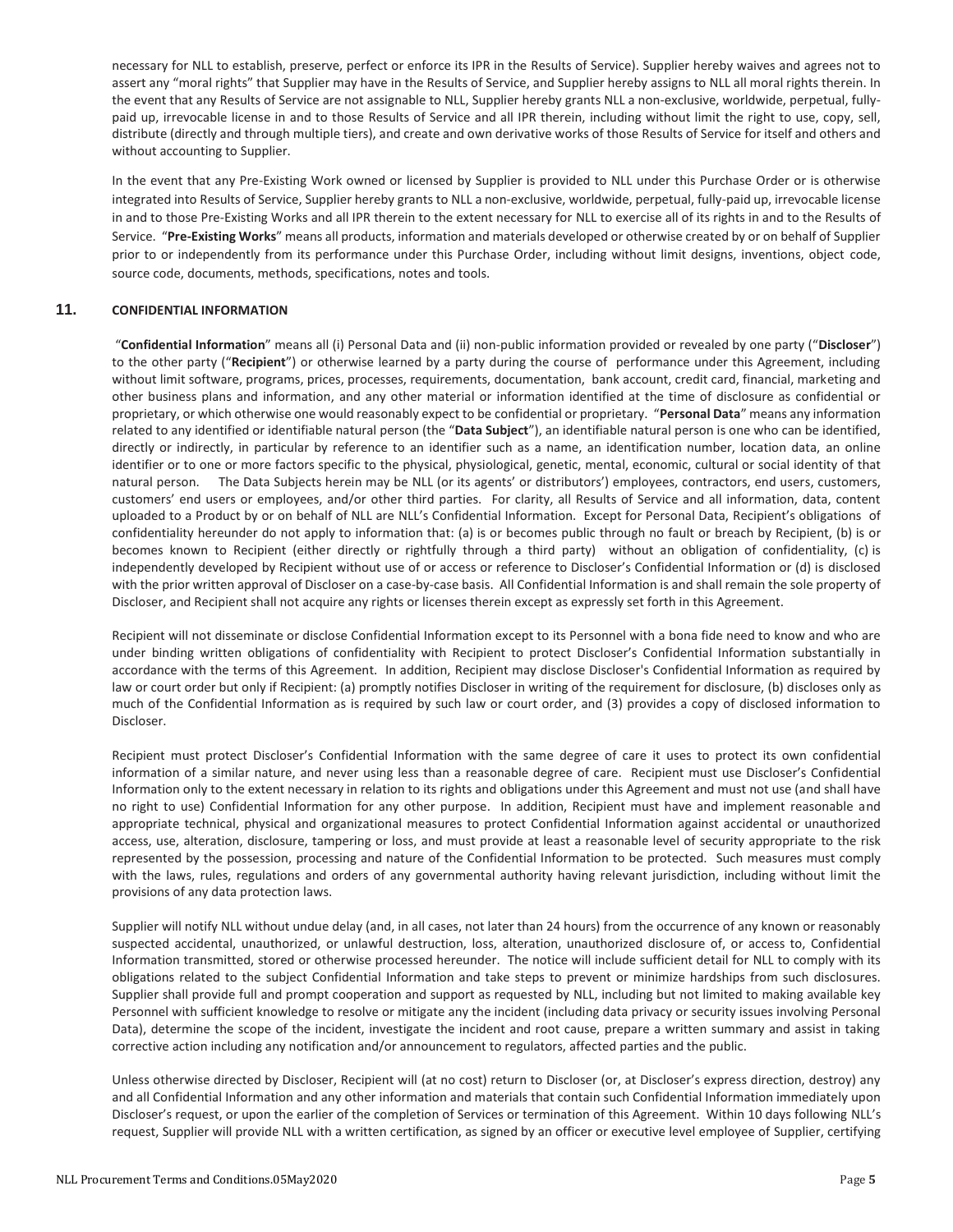necessary for NLL to establish, preserve, perfect or enforce its IPR in the Results of Service). Supplier hereby waives and agrees not to assert any "moral rights" that Supplier may have in the Results of Service, and Supplier hereby assigns to NLL all moral rights therein. In the event that any Results of Service are not assignable to NLL, Supplier hereby grants NLL a non-exclusive, worldwide, perpetual, fully-paid up, irrevocable license in and to those Results of Service and all IPR therein, including without limit the right to use, copy, sell, distribute (directly and through multiple tiers), and create and own derivative works of those Results of Service for itself and others and without accounting to Supplier.

In the event that any Pre-Existing Work owned or licensed by Supplier is provided to NLL under this Purchase Order or is otherwise integrated into Results of Service, Supplier hereby grants to NLL a non-exclusive, worldwide, perpetual, fully-paid up, irrevocable license in and to those Pre-Existing Works and all IPR therein to the extent necessary for NLL to exercise all of its rights in and to the Results of Service. "**Pre-Existing Works**" means all products, information and materials developed or otherwise created by or on behalf of Supplier prior to or independently from its performance under this Purchase Order, including without limit designs, inventions, object code, source code, documents, methods, specifications, notes and tools.

## 11. CONFIDENTIAL INFORMATION

"**Confidential Information**" means all (i) Personal Data and (ii) non-public information provided or revealed by one party ("**Discloser**") to the other party ("**Recipient**") or otherwise learned by a party during the course of performance under this Agreement, including without limit software, programs, prices, processes, requirements, documentation, bank account, credit card, financial, marketing and other business plans and information, and any other material or information identified at the time of disclosure as confidential or proprietary, or which otherwise one would reasonably expect to be confidential or proprietary. "**Personal Data**" means any information related to any identified or identifiable natural person (the "**Data Subject**"), an identifiable natural person is one who can be identified, directly or indirectly, in particular by reference to an identifier such as a name, an identification number, location data, an online identifier or to one or more factors specific to the physical, physiological, genetic, mental, economic, cultural or social identity of that natural person. The Data Subjects herein may be NLL (or its agents' or distributors') employees, contractors, end users, customers, customers' end users or employees, and/or other third parties. For clarity, all Results of Service and all information, data, content uploaded to a Product by or on behalf of NLL are NLL's Confidential Information. Except for Personal Data, Recipient's obligations of confidentiality hereunder do not apply to information that: (a) is or becomes public through no fault or breach by Recipient, (b) is or becomes known to Recipient (either directly or rightfully through a third party) without an obligation of confidentiality, (c) is independently developed by Recipient without use of or access or reference to Discloser's Confidential Information or (d) is disclosed with the prior written approval of Discloser on a case-by-case basis. All Confidential Information is and shall remain the sole property of Discloser, and Recipient shall not acquire any rights or licenses therein except as expressly set forth in this Agreement.

Recipient will not disseminate or disclose Confidential Information except to its Personnel with a bona fide need to know and who are under binding written obligations of confidentiality with Recipient to protect Discloser's Confidential Information substantially in accordance with the terms of this Agreement. In addition, Recipient may disclose Discloser's Confidential Information as required by law or court order but only if Recipient: (a) promptly notifies Discloser in writing of the requirement for disclosure, (b) discloses only as much of the Confidential Information as is required by such law or court order, and (3) provides a copy of disclosed information to Discloser.

Recipient must protect Discloser's Confidential Information with the same degree of care it uses to protect its own confidential information of a similar nature, and never using less than a reasonable degree of care. Recipient must use Discloser's Confidential Information only to the extent necessary in relation to its rights and obligations under this Agreement and must not use (and shall have no right to use) Confidential Information for any other purpose. In addition, Recipient must have and implement reasonable and appropriate technical, physical and organizational measures to protect Confidential Information against accidental or unauthorized access, use, alteration, disclosure, tampering or loss, and must provide at least a reasonable level of security appropriate to the risk represented by the possession, processing and nature of the Confidential Information to be protected. Such measures must comply with the laws, rules, regulations and orders of any governmental authority having relevant jurisdiction, including without limit the provisions of any data protection laws.

Supplier will notify NLL without undue delay (and, in all cases, not later than 24 hours) from the occurrence of any known or reasonably suspected accidental, unauthorized, or unlawful destruction, loss, alteration, unauthorized disclosure of, or access to, Confidential Information transmitted, stored or otherwise processed hereunder. The notice will include sufficient detail for NLL to comply with its obligations related to the subject Confidential Information and take steps to prevent or minimize hardships from such disclosures. Supplier shall provide full and prompt cooperation and support as requested by NLL, including but not limited to making available key Personnel with sufficient knowledge to resolve or mitigate any the incident (including data privacy or security issues involving Personal Data), determine the scope of the incident, investigate the incident and root cause, prepare a written summary and assist in taking corrective action including any notification and/or announcement to regulators, affected parties and the public.

Unless otherwise directed by Discloser, Recipient will (at no cost) return to Discloser (or, at Discloser's express direction, destroy) any and all Confidential Information and any other information and materials that contain such Confidential Information immediately upon Discloser's request, or upon the earlier of the completion of Services or termination of this Agreement. Within 10 days following NLL's request, Supplier will provide NLL with a written certification, as signed by an officer or executive level employee of Supplier, certifying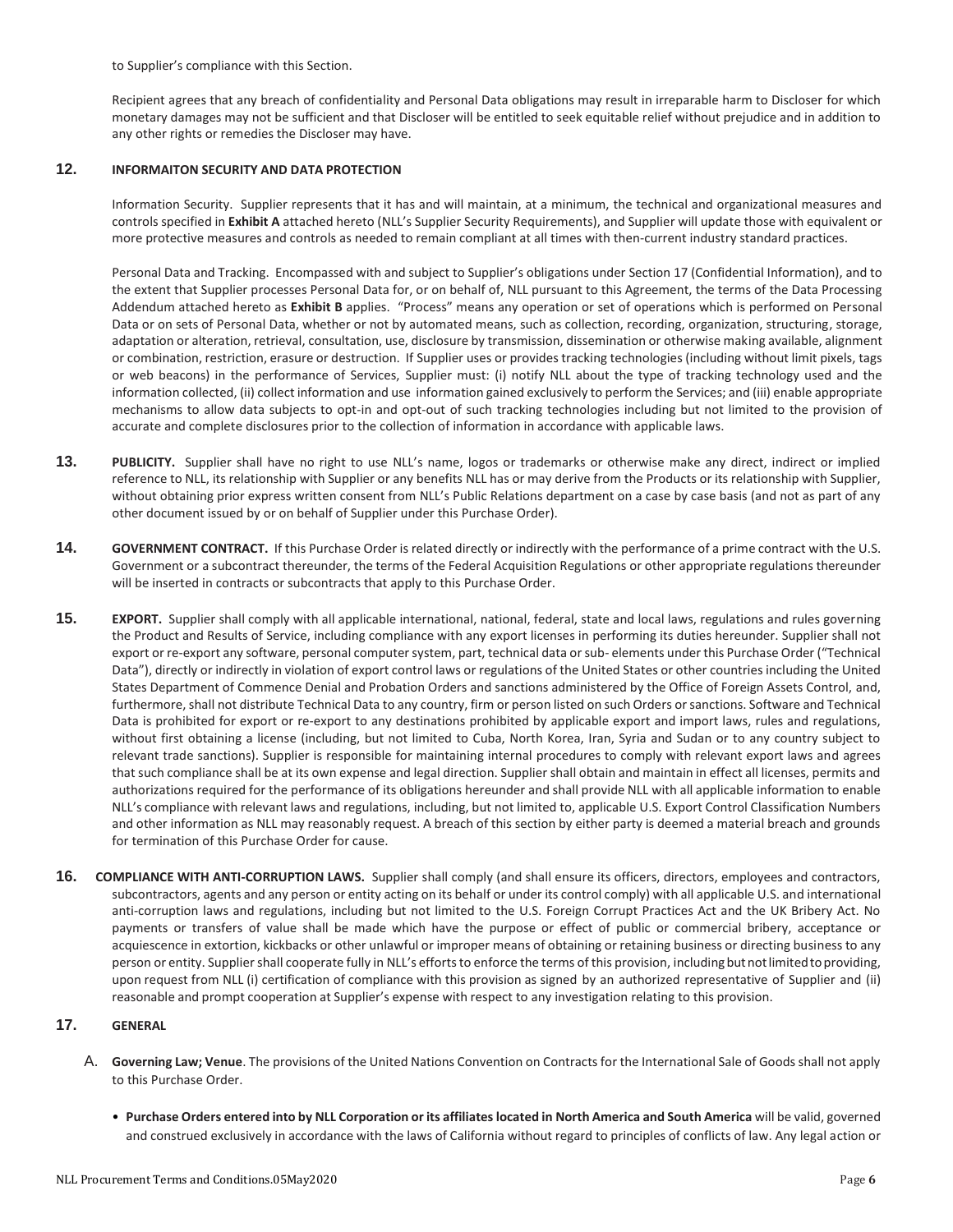to Supplier's compliance with this Section.

Recipient agrees that any breach of confidentiality and Personal Data obligations may result in irreparable harm to Discloser for which monetary damages may not be sufficient and that Discloser will be entitled to seek equitable relief without prejudice and in addition to any other rights or remedies the Discloser may have.

## 12. INFORMAITON SECURITY AND DATA PROTECTION

Information Security. Supplier represents that it has and will maintain, at a minimum, the technical and organizational measures and controls specified in **Exhibit A** attached hereto (NLL's Supplier Security Requirements), and Supplier will update those with equivalent or more protective measures and controls as needed to remain compliant at all times with then-current industry standard practices.

Personal Data and Tracking. Encompassed with and subject to Supplier's obligations under Section 17 (Confidential Information), and to the extent that Supplier processes Personal Data for, or on behalf of, NLL pursuant to this Agreement, the terms of the Data Processing Addendum attached hereto as **Exhibit B** applies. "Process" means any operation or set of operations which is performed on Personal Data or on sets of Personal Data, whether or not by automated means, such as collection, recording, organization, structuring, storage, adaptation or alteration, retrieval, consultation, use, disclosure by transmission, dissemination or otherwise making available, alignment or combination, restriction, erasure or destruction. If Supplier uses or provides tracking technologies (including without limit pixels, tags or web beacons) in the performance of Services, Supplier must: (i) notify NLL about the type of tracking technology used and the information collected, (ii) collect information and use information gained exclusively to perform the Services; and (iii) enable appropriate mechanisms to allow data subjects to opt-in and opt-out of such tracking technologies including but not limited to the provision of accurate and complete disclosures prior to the collection of information in accordance with applicable laws.

**13. PUBLICITY.** Supplier shall have no right to use NLL's name, logos or trademarks or otherwise make any direct, indirect or implied reference to NLL, its relationship with Supplier or any benefits NLL has or may derive from the Products or its relationship with Supplier, without obtaining prior express written consent from NLL's Public Relations department on a case by case basis (and not as part of any other document issued by or on behalf of Supplier under this Purchase Order).

**14. GOVERNMENT CONTRACT.** If this Purchase Order is related directly or indirectly with the performance of a prime contract with the U.S. Government or a subcontract thereunder, the terms of the Federal Acquisition Regulations or other appropriate regulations thereunder will be inserted in contracts or subcontracts that apply to this Purchase Order.

**15. EXPORT.** Supplier shall comply with all applicable international, national, federal, state and local laws, regulations and rules governing the Product and Results of Service, including compliance with any export licenses in performing its duties hereunder. Supplier shall not export or re-export any software, personal computer system, part, technical data or sub- elements under this Purchase Order ("Technical Data"), directly or indirectly in violation of export control laws or regulations of the United States or other countries including the United States Department of Commence Denial and Probation Orders and sanctions administered by the Office of Foreign Assets Control, and, furthermore, shall not distribute Technical Data to any country, firm or person listed on such Orders or sanctions. Software and Technical Data is prohibited for export or re-export to any destinations prohibited by applicable export and import laws, rules and regulations, without first obtaining a license (including, but not limited to Cuba, North Korea, Iran, Syria and Sudan or to any country subject to relevant trade sanctions). Supplier is responsible for maintaining internal procedures to comply with relevant export laws and agrees that such compliance shall be at its own expense and legal direction. Supplier shall obtain and maintain in effect all licenses, permits and authorizations required for the performance of its obligations hereunder and shall provide NLL with all applicable information to enable NLL's compliance with relevant laws and regulations, including, but not limited to, applicable U.S. Export Control Classification Numbers and other information as NLL may reasonably request. A breach of this section by either party is deemed a material breach and grounds for termination of this Purchase Order for cause.

**16. COMPLIANCE WITH ANTI-CORRUPTION LAWS.** Supplier shall comply (and shall ensure its officers, directors, employees and contractors, subcontractors, agents and any person or entity acting on its behalf or under its control comply) with all applicable U.S. and international anti-corruption laws and regulations, including but not limited to the U.S. Foreign Corrupt Practices Act and the UK Bribery Act. No payments or transfers of value shall be made which have the purpose or effect of public or commercial bribery, acceptance or acquiescence in extortion, kickbacks or other unlawful or improper means of obtaining or retaining business or directing business to any person or entity. Supplier shall cooperate fully in NLL's efforts to enforce the terms of this provision, including but not limited to providing, upon request from NLL (i) certification of compliance with this provision as signed by an authorized representative of Supplier and (ii) reasonable and prompt cooperation at Supplier's expense with respect to any investigation relating to this provision.

## 17. GENERAL

A. **Governing Law; Venue**. The provisions of the United Nations Convention on Contracts for the International Sale of Goods shall not apply to this Purchase Order.

- **Purchase Orders entered into by NLL Corporation or its affiliates located in North America and South America** will be valid, governed and construed exclusively in accordance with the laws of California without regard to principles of conflicts of law. Any legal action or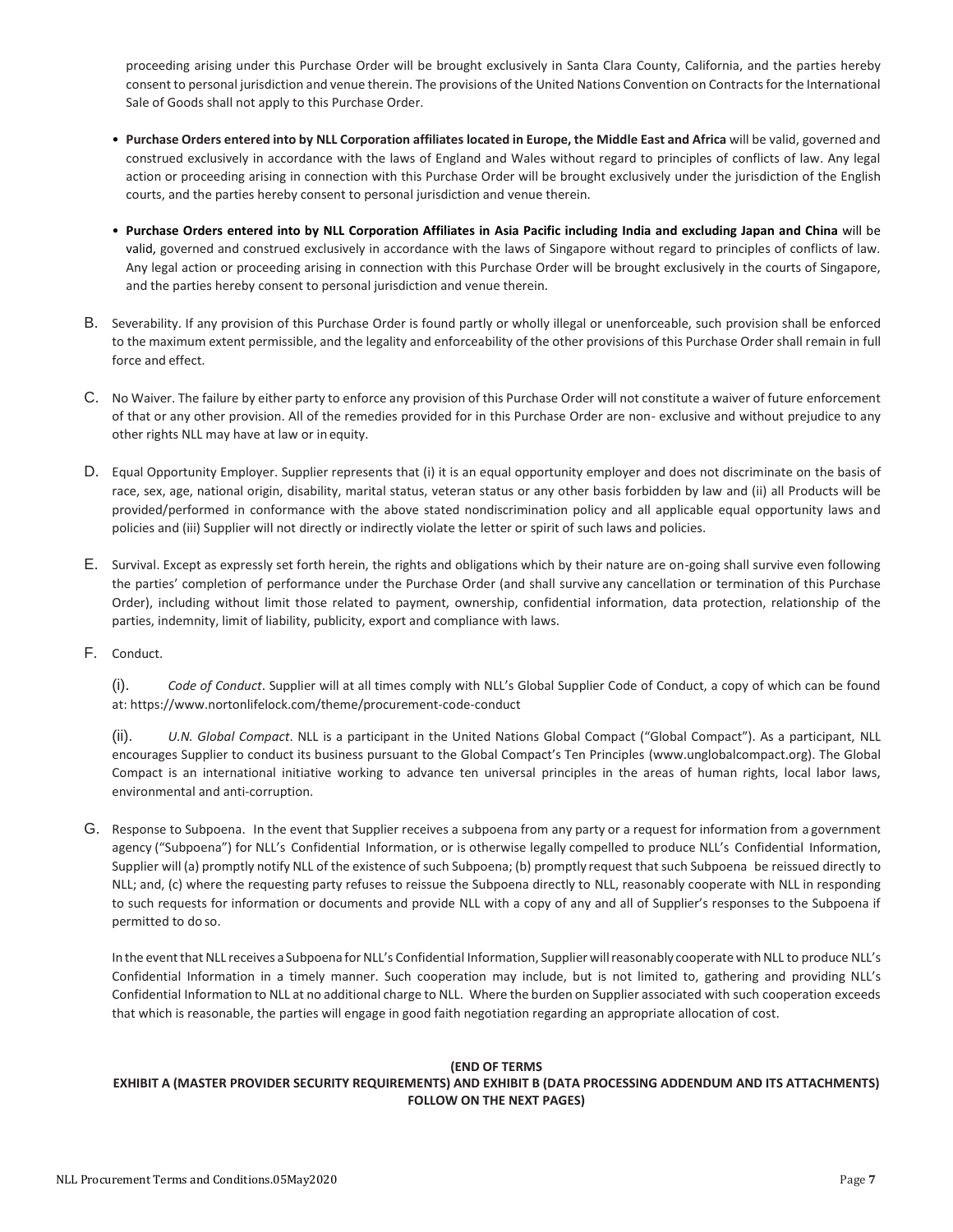proceeding arising under this Purchase Order will be brought exclusively in Santa Clara County, California, and the parties hereby consent to personal jurisdiction and venue therein. The provisions of the United Nations Convention on Contracts for the International Sale of Goods shall not apply to this Purchase Order.

- **Purchase Orders entered into by NLL Corporation affiliates located in Europe, the Middle East and Africa** will be valid, governed and construed exclusively in accordance with the laws of England and Wales without regard to principles of conflicts of law. Any legal action or proceeding arising in connection with this Purchase Order will be brought exclusively under the jurisdiction of the English courts, and the parties hereby consent to personal jurisdiction and venue therein.

- **Purchase Orders entered into by NLL Corporation Affiliates in Asia Pacific including India and excluding Japan and China** will be valid, governed and construed exclusively in accordance with the laws of Singapore without regard to principles of conflicts of law. Any legal action or proceeding arising in connection with this Purchase Order will be brought exclusively in the courts of Singapore, and the parties hereby consent to personal jurisdiction and venue therein.

B. Severability. If any provision of this Purchase Order is found partly or wholly illegal or unenforceable, such provision shall be enforced to the maximum extent permissible, and the legality and enforceability of the other provisions of this Purchase Order shall remain in full force and effect.

C. No Waiver. The failure by either party to enforce any provision of this Purchase Order will not constitute a waiver of future enforcement of that or any other provision. All of the remedies provided for in this Purchase Order are non- exclusive and without prejudice to any other rights NLL may have at law or in equity.

D. Equal Opportunity Employer. Supplier represents that (i) it is an equal opportunity employer and does not discriminate on the basis of race, sex, age, national origin, disability, marital status, veteran status or any other basis forbidden by law and (ii) all Products will be provided/performed in conformance with the above stated nondiscrimination policy and all applicable equal opportunity laws and policies and (iii) Supplier will not directly or indirectly violate the letter or spirit of such laws and policies.

E. Survival. Except as expressly set forth herein, the rights and obligations which by their nature are on-going shall survive even following the parties' completion of performance under the Purchase Order (and shall survive any cancellation or termination of this Purchase Order), including without limit those related to payment, ownership, confidential information, data protection, relationship of the parties, indemnity, limit of liability, publicity, export and compliance with laws.

F. Conduct.

(i). *Code of Conduct*. Supplier will at all times comply with NLL's Global Supplier Code of Conduct, a copy of which can be found at: https://www.nortonlifelock.com/theme/procurement-code-conduct

(ii). *U.N. Global Compact*. NLL is a participant in the United Nations Global Compact ("Global Compact"). As a participant, NLL encourages Supplier to conduct its business pursuant to the Global Compact's Ten Principles (www.unglobalcompact.org). The Global Compact is an international initiative working to advance ten universal principles in the areas of human rights, local labor laws, environmental and anti-corruption.

G. Response to Subpoena. In the event that Supplier receives a subpoena from any party or a request for information from a government agency ("Subpoena") for NLL's Confidential Information, or is otherwise legally compelled to produce NLL's Confidential Information, Supplier will (a) promptly notify NLL of the existence of such Subpoena; (b) promptly request that such Subpoena be reissued directly to NLL; and, (c) where the requesting party refuses to reissue the Subpoena directly to NLL, reasonably cooperate with NLL in responding to such requests for information or documents and provide NLL with a copy of any and all of Supplier's responses to the Subpoena if permitted to do so.

In the event that NLL receives a Subpoena for NLL's Confidential Information, Supplier will reasonably cooperate with NLL to produce NLL's Confidential Information in a timely manner. Such cooperation may include, but is not limited to, gathering and providing NLL's Confidential Information to NLL at no additional charge to NLL. Where the burden on Supplier associated with such cooperation exceeds that which is reasonable, the parties will engage in good faith negotiation regarding an appropriate allocation of cost.

**(END OF TERMS**
**EXHIBIT A (MASTER PROVIDER SECURITY REQUIREMENTS) AND EXHIBIT B (DATA PROCESSING ADDENDUM AND ITS ATTACHMENTS) FOLLOW ON THE NEXT PAGES)**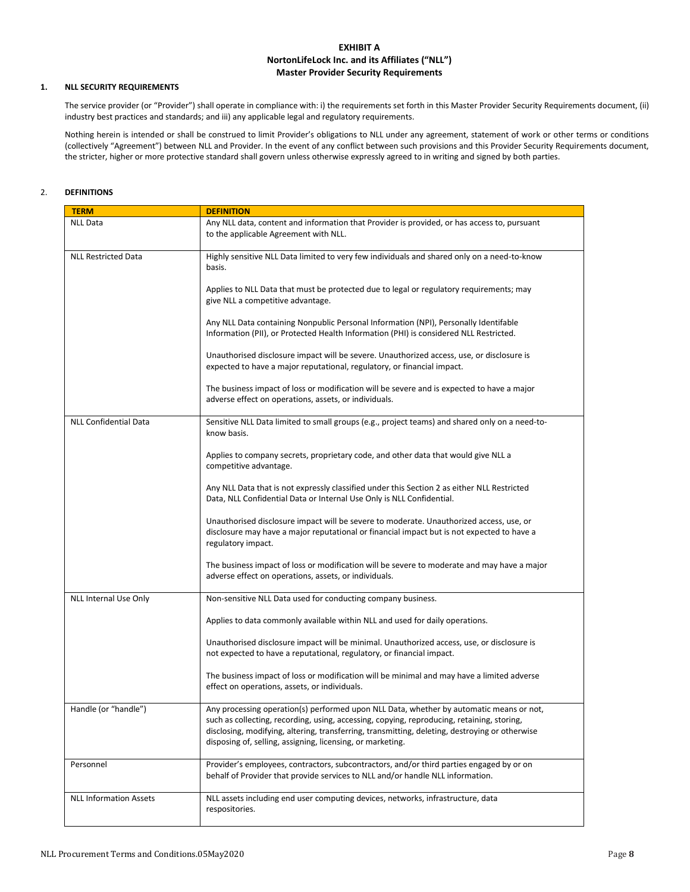**EXHIBIT A**
**NortonLifeLock Inc. and its Affiliates ("NLL")**
**Master Provider Security Requirements**

## 1. NLL SECURITY REQUIREMENTS

The service provider (or "Provider") shall operate in compliance with: i) the requirements set forth in this Master Provider Security Requirements document, (ii) industry best practices and standards; and iii) any applicable legal and regulatory requirements.

Nothing herein is intended or shall be construed to limit Provider's obligations to NLL under any agreement, statement of work or other terms or conditions (collectively "Agreement") between NLL and Provider. In the event of any conflict between such provisions and this Provider Security Requirements document, the stricter, higher or more protective standard shall govern unless otherwise expressly agreed to in writing and signed by both parties.

## 2. DEFINITIONS

| TERM | DEFINITION |
|---|---|
| NLL Data | Any NLL data, content and information that Provider is provided, or has access to, pursuant to the applicable Agreement with NLL. |
| NLL Restricted Data | Highly sensitive NLL Data limited to very few individuals and shared only on a need-to-know basis.<br><br>Applies to NLL Data that must be protected due to legal or regulatory requirements; may give NLL a competitive advantage.<br><br>Any NLL Data containing Nonpublic Personal Information (NPI), Personally Identifable Information (PII), or Protected Health Information (PHI) is considered NLL Restricted.<br><br>Unauthorised disclosure impact will be severe. Unauthorized access, use, or disclosure is expected to have a major reputational, regulatory, or financial impact.<br><br>The business impact of loss or modification will be severe and is expected to have a major adverse effect on operations, assets, or individuals. |
| NLL Confidential Data | Sensitive NLL Data limited to small groups (e.g., project teams) and shared only on a need-to-know basis.<br><br>Applies to company secrets, proprietary code, and other data that would give NLL a competitive advantage.<br><br>Any NLL Data that is not expressly classified under this Section 2 as either NLL Restricted Data, NLL Confidential Data or Internal Use Only is NLL Confidential.<br><br>Unauthorised disclosure impact will be severe to moderate. Unauthorized access, use, or disclosure may have a major reputational or financial impact but is not expected to have a regulatory impact.<br><br>The business impact of loss or modification will be severe to moderate and may have a major adverse effect on operations, assets, or individuals. |
| NLL Internal Use Only | Non-sensitive NLL Data used for conducting company business.<br><br>Applies to data commonly available within NLL and used for daily operations.<br><br>Unauthorised disclosure impact will be minimal. Unauthorized access, use, or disclosure is not expected to have a reputational, regulatory, or financial impact.<br><br>The business impact of loss or modification will be minimal and may have a limited adverse effect on operations, assets, or individuals. |
| Handle (or "handle") | Any processing operation(s) performed upon NLL Data, whether by automatic means or not, such as collecting, recording, using, accessing, copying, reproducing, retaining, storing, disclosing, modifying, altering, transferring, transmitting, deleting, destroying or otherwise disposing of, selling, assigning, licensing, or marketing. |
| Personnel | Provider's employees, contractors, subcontractors, and/or third parties engaged by or on behalf of Provider that provide services to NLL and/or handle NLL information. |
| NLL Information Assets | NLL assets including end user computing devices, networks, infrastructure, data respositories. |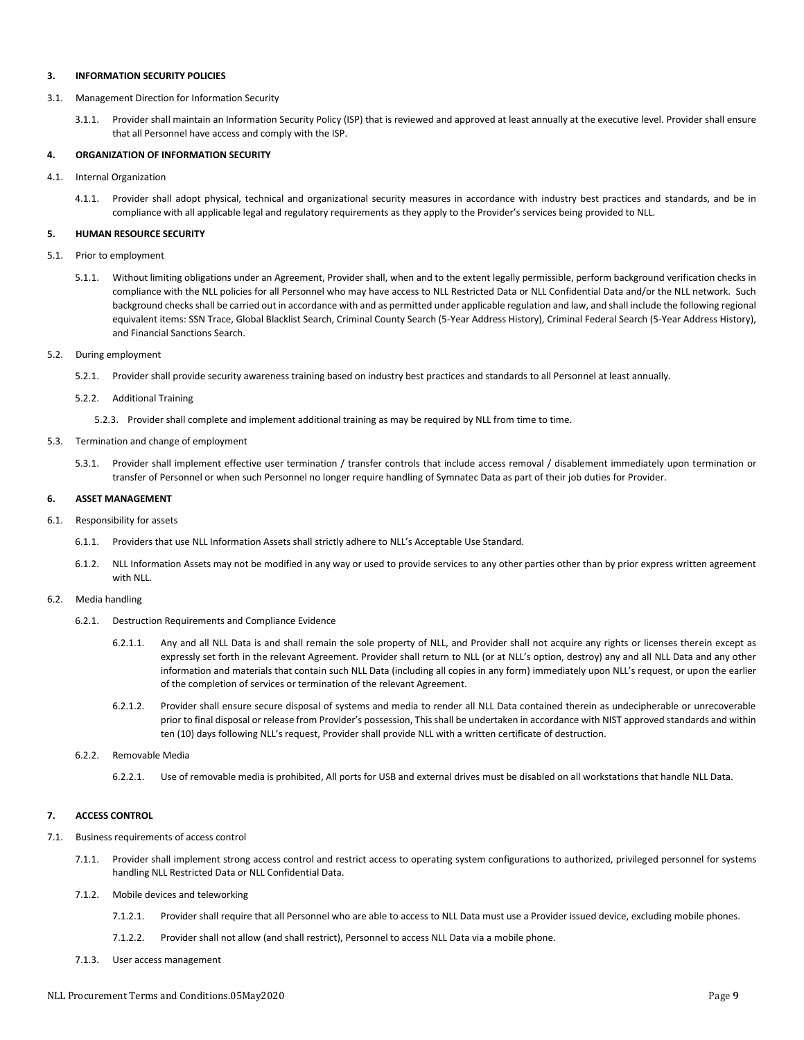**3. INFORMATION SECURITY POLICIES**

3.1. Management Direction for Information Security

3.1.1. Provider shall maintain an Information Security Policy (ISP) that is reviewed and approved at least annually at the executive level. Provider shall ensure that all Personnel have access and comply with the ISP.

**4. ORGANIZATION OF INFORMATION SECURITY**

4.1. Internal Organization

4.1.1. Provider shall adopt physical, technical and organizational security measures in accordance with industry best practices and standards, and be in compliance with all applicable legal and regulatory requirements as they apply to the Provider's services being provided to NLL.

**5. HUMAN RESOURCE SECURITY**

5.1. Prior to employment

5.1.1. Without limiting obligations under an Agreement, Provider shall, when and to the extent legally permissible, perform background verification checks in compliance with the NLL policies for all Personnel who may have access to NLL Restricted Data or NLL Confidential Data and/or the NLL network. Such background checks shall be carried out in accordance with and as permitted under applicable regulation and law, and shall include the following regional equivalent items: SSN Trace, Global Blacklist Search, Criminal County Search (5-Year Address History), Criminal Federal Search (5-Year Address History), and Financial Sanctions Search.

5.2. During employment

5.2.1. Provider shall provide security awareness training based on industry best practices and standards to all Personnel at least annually.

5.2.2. Additional Training

5.2.3. Provider shall complete and implement additional training as may be required by NLL from time to time.

5.3. Termination and change of employment

5.3.1. Provider shall implement effective user termination / transfer controls that include access removal / disablement immediately upon termination or transfer of Personnel or when such Personnel no longer require handling of Symnatec Data as part of their job duties for Provider.

**6. ASSET MANAGEMENT**

6.1. Responsibility for assets

6.1.1. Providers that use NLL Information Assets shall strictly adhere to NLL's Acceptable Use Standard.

6.1.2. NLL Information Assets may not be modified in any way or used to provide services to any other parties other than by prior express written agreement with NLL.

6.2. Media handling

6.2.1. Destruction Requirements and Compliance Evidence

6.2.1.1. Any and all NLL Data is and shall remain the sole property of NLL, and Provider shall not acquire any rights or licenses therein except as expressly set forth in the relevant Agreement. Provider shall return to NLL (or at NLL's option, destroy) any and all NLL Data and any other information and materials that contain such NLL Data (including all copies in any form) immediately upon NLL's request, or upon the earlier of the completion of services or termination of the relevant Agreement.

6.2.1.2. Provider shall ensure secure disposal of systems and media to render all NLL Data contained therein as undecipherable or unrecoverable prior to final disposal or release from Provider's possession, This shall be undertaken in accordance with NIST approved standards and within ten (10) days following NLL's request, Provider shall provide NLL with a written certificate of destruction.

6.2.2. Removable Media

6.2.2.1. Use of removable media is prohibited, All ports for USB and external drives must be disabled on all workstations that handle NLL Data.

**7. ACCESS CONTROL**

7.1. Business requirements of access control

7.1.1. Provider shall implement strong access control and restrict access to operating system configurations to authorized, privileged personnel for systems handling NLL Restricted Data or NLL Confidential Data.

7.1.2. Mobile devices and teleworking

7.1.2.1. Provider shall require that all Personnel who are able to access to NLL Data must use a Provider issued device, excluding mobile phones.

7.1.2.2. Provider shall not allow (and shall restrict), Personnel to access NLL Data via a mobile phone.

7.1.3. User access management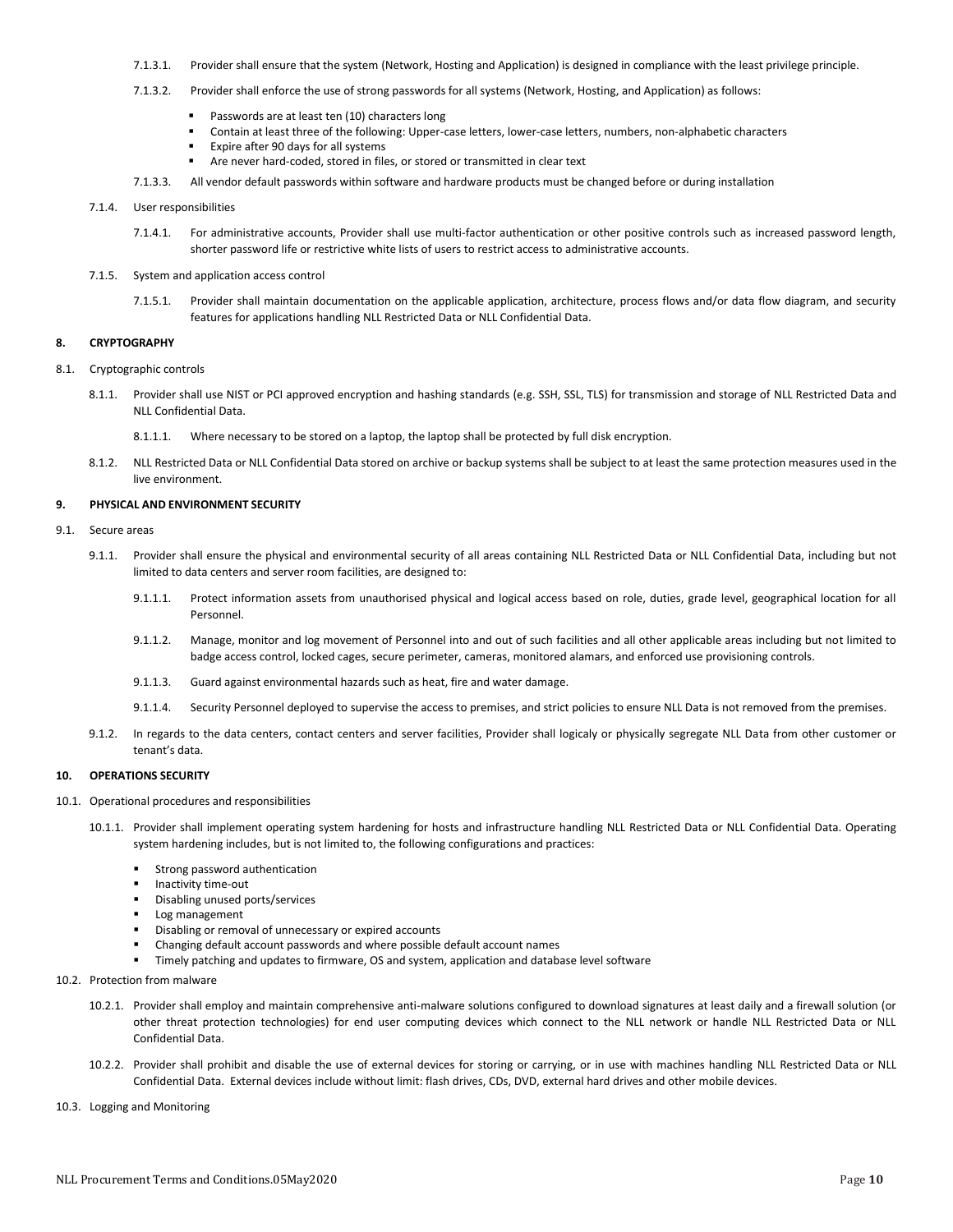7.1.3.1. Provider shall ensure that the system (Network, Hosting and Application) is designed in compliance with the least privilege principle.

7.1.3.2. Provider shall enforce the use of strong passwords for all systems (Network, Hosting, and Application) as follows:

- Passwords are at least ten (10) characters long
- Contain at least three of the following: Upper-case letters, lower-case letters, numbers, non-alphabetic characters
- Expire after 90 days for all systems
- Are never hard-coded, stored in files, or stored or transmitted in clear text

7.1.3.3. All vendor default passwords within software and hardware products must be changed before or during installation

7.1.4. User responsibilities

7.1.4.1. For administrative accounts, Provider shall use multi-factor authentication or other positive controls such as increased password length, shorter password life or restrictive white lists of users to restrict access to administrative accounts.

7.1.5. System and application access control

7.1.5.1. Provider shall maintain documentation on the applicable application, architecture, process flows and/or data flow diagram, and security features for applications handling NLL Restricted Data or NLL Confidential Data.

## 8. CRYPTOGRAPHY

8.1. Cryptographic controls

8.1.1. Provider shall use NIST or PCI approved encryption and hashing standards (e.g. SSH, SSL, TLS) for transmission and storage of NLL Restricted Data and NLL Confidential Data.

8.1.1.1. Where necessary to be stored on a laptop, the laptop shall be protected by full disk encryption.

8.1.2. NLL Restricted Data or NLL Confidential Data stored on archive or backup systems shall be subject to at least the same protection measures used in the live environment.

## 9. PHYSICAL AND ENVIRONMENT SECURITY

9.1. Secure areas

9.1.1. Provider shall ensure the physical and environmental security of all areas containing NLL Restricted Data or NLL Confidential Data, including but not limited to data centers and server room facilities, are designed to:

9.1.1.1. Protect information assets from unauthorised physical and logical access based on role, duties, grade level, geographical location for all Personnel.

9.1.1.2. Manage, monitor and log movement of Personnel into and out of such facilities and all other applicable areas including but not limited to badge access control, locked cages, secure perimeter, cameras, monitored alamars, and enforced use provisioning controls.

9.1.1.3. Guard against environmental hazards such as heat, fire and water damage.

9.1.1.4. Security Personnel deployed to supervise the access to premises, and strict policies to ensure NLL Data is not removed from the premises.

9.1.2. In regards to the data centers, contact centers and server facilities, Provider shall logicaly or physically segregate NLL Data from other customer or tenant's data.

## 10. OPERATIONS SECURITY

10.1. Operational procedures and responsibilities

10.1.1. Provider shall implement operating system hardening for hosts and infrastructure handling NLL Restricted Data or NLL Confidential Data. Operating system hardening includes, but is not limited to, the following configurations and practices:

- Strong password authentication
- Inactivity time-out
- Disabling unused ports/services
- Log management
- Disabling or removal of unnecessary or expired accounts
- Changing default account passwords and where possible default account names
- Timely patching and updates to firmware, OS and system, application and database level software

10.2. Protection from malware

10.2.1. Provider shall employ and maintain comprehensive anti-malware solutions configured to download signatures at least daily and a firewall solution (or other threat protection technologies) for end user computing devices which connect to the NLL network or handle NLL Restricted Data or NLL Confidential Data.

10.2.2. Provider shall prohibit and disable the use of external devices for storing or carrying, or in use with machines handling NLL Restricted Data or NLL Confidential Data. External devices include without limit: flash drives, CDs, DVD, external hard drives and other mobile devices.

10.3. Logging and Monitoring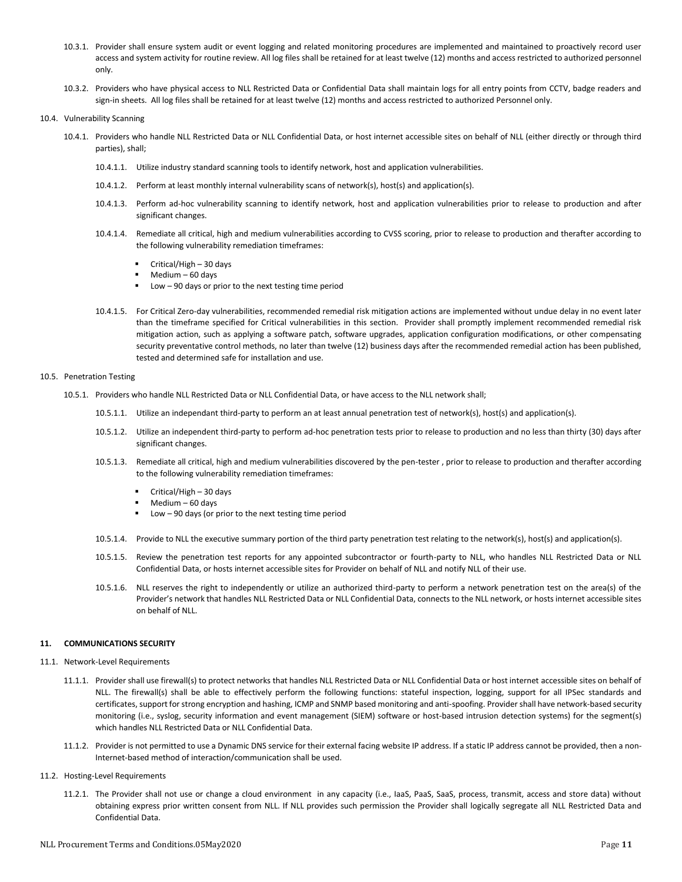10.3.1. Provider shall ensure system audit or event logging and related monitoring procedures are implemented and maintained to proactively record user access and system activity for routine review. All log files shall be retained for at least twelve (12) months and access restricted to authorized personnel only.

10.3.2. Providers who have physical access to NLL Restricted Data or Confidential Data shall maintain logs for all entry points from CCTV, badge readers and sign-in sheets. All log files shall be retained for at least twelve (12) months and access restricted to authorized Personnel only.

10.4. Vulnerability Scanning

10.4.1. Providers who handle NLL Restricted Data or NLL Confidential Data, or host internet accessible sites on behalf of NLL (either directly or through third parties), shall;

10.4.1.1. Utilize industry standard scanning tools to identify network, host and application vulnerabilities.

10.4.1.2. Perform at least monthly internal vulnerability scans of network(s), host(s) and application(s).

10.4.1.3. Perform ad-hoc vulnerability scanning to identify network, host and application vulnerabilities prior to release to production and after significant changes.

10.4.1.4. Remediate all critical, high and medium vulnerabilities according to CVSS scoring, prior to release to production and therafter according to the following vulnerability remediation timeframes:

- Critical/High – 30 days
- Medium – 60 days
- Low – 90 days or prior to the next testing time period

10.4.1.5. For Critical Zero-day vulnerabilities, recommended remedial risk mitigation actions are implemented without undue delay in no event later than the timeframe specified for Critical vulnerabilities in this section. Provider shall promptly implement recommended remedial risk mitigation action, such as applying a software patch, software upgrades, application configuration modifications, or other compensating security preventative control methods, no later than twelve (12) business days after the recommended remedial action has been published, tested and determined safe for installation and use.

10.5. Penetration Testing

10.5.1. Providers who handle NLL Restricted Data or NLL Confidential Data, or have access to the NLL network shall;

10.5.1.1. Utilize an independant third-party to perform an at least annual penetration test of network(s), host(s) and application(s).

10.5.1.2. Utilize an independent third-party to perform ad-hoc penetration tests prior to release to production and no less than thirty (30) days after significant changes.

10.5.1.3. Remediate all critical, high and medium vulnerabilities discovered by the pen-tester , prior to release to production and therafter according to the following vulnerability remediation timeframes:

- Critical/High – 30 days
- Medium – 60 days
- Low – 90 days (or prior to the next testing time period

10.5.1.4. Provide to NLL the executive summary portion of the third party penetration test relating to the network(s), host(s) and application(s).

10.5.1.5. Review the penetration test reports for any appointed subcontractor or fourth-party to NLL, who handles NLL Restricted Data or NLL Confidential Data, or hosts internet accessible sites for Provider on behalf of NLL and notify NLL of their use.

10.5.1.6. NLL reserves the right to independently or utilize an authorized third-party to perform a network penetration test on the area(s) of the Provider's network that handles NLL Restricted Data or NLL Confidential Data, connects to the NLL network, or hosts internet accessible sites on behalf of NLL.

## 11. COMMUNICATIONS SECURITY

11.1. Network-Level Requirements

11.1.1. Provider shall use firewall(s) to protect networks that handles NLL Restricted Data or NLL Confidential Data or host internet accessible sites on behalf of NLL. The firewall(s) shall be able to effectively perform the following functions: stateful inspection, logging, support for all IPSec standards and certificates, support for strong encryption and hashing, ICMP and SNMP based monitoring and anti-spoofing. Provider shall have network-based security monitoring (i.e., syslog, security information and event management (SIEM) software or host-based intrusion detection systems) for the segment(s) which handles NLL Restricted Data or NLL Confidential Data.

11.1.2. Provider is not permitted to use a Dynamic DNS service for their external facing website IP address. If a static IP address cannot be provided, then a non-Internet-based method of interaction/communication shall be used.

11.2. Hosting-Level Requirements

11.2.1. The Provider shall not use or change a cloud environment in any capacity (i.e., IaaS, PaaS, SaaS, process, transmit, access and store data) without obtaining express prior written consent from NLL. If NLL provides such permission the Provider shall logically segregate all NLL Restricted Data and Confidential Data.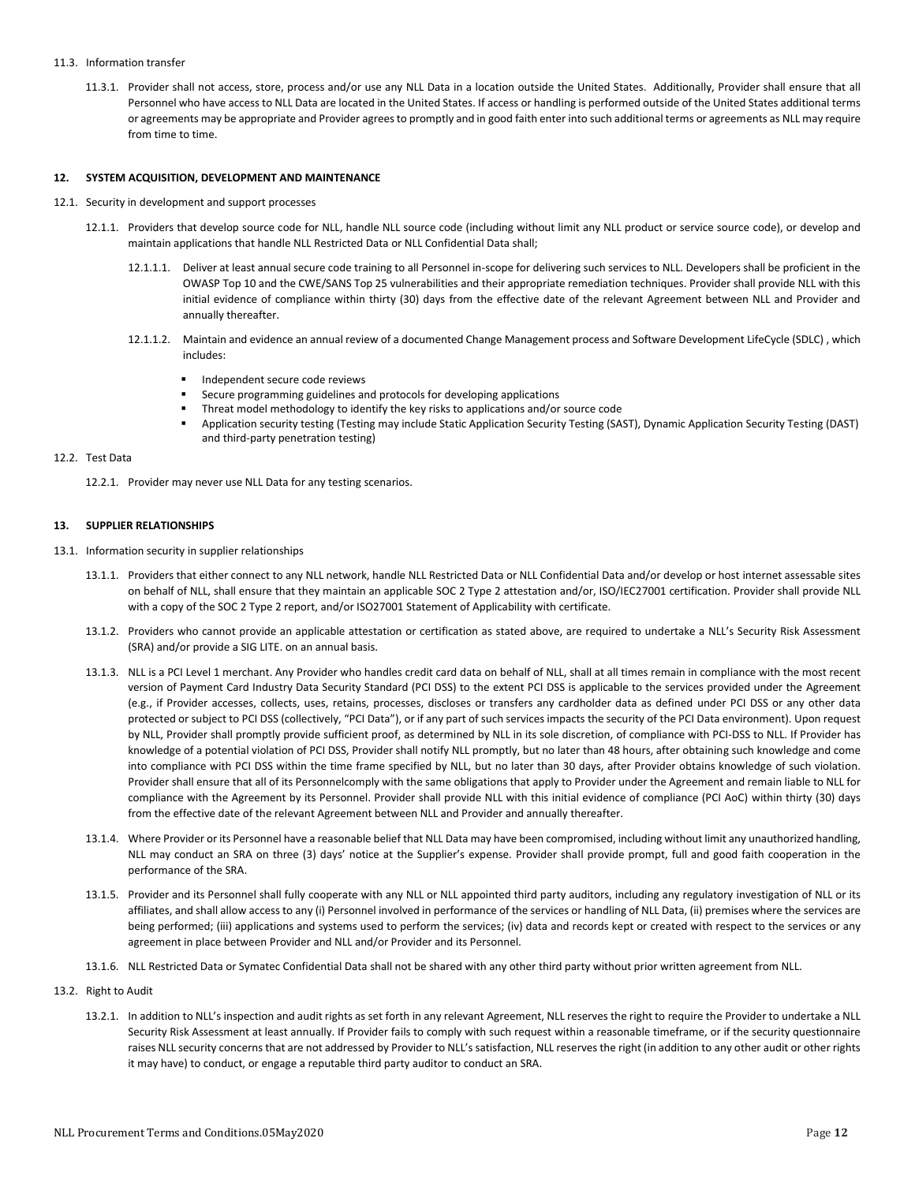11.3. Information transfer

11.3.1. Provider shall not access, store, process and/or use any NLL Data in a location outside the United States. Additionally, Provider shall ensure that all Personnel who have access to NLL Data are located in the United States. If access or handling is performed outside of the United States additional terms or agreements may be appropriate and Provider agrees to promptly and in good faith enter into such additional terms or agreements as NLL may require from time to time.

**12. SYSTEM ACQUISITION, DEVELOPMENT AND MAINTENANCE**

12.1. Security in development and support processes

12.1.1. Providers that develop source code for NLL, handle NLL source code (including without limit any NLL product or service source code), or develop and maintain applications that handle NLL Restricted Data or NLL Confidential Data shall;

12.1.1.1. Deliver at least annual secure code training to all Personnel in-scope for delivering such services to NLL. Developers shall be proficient in the OWASP Top 10 and the CWE/SANS Top 25 vulnerabilities and their appropriate remediation techniques. Provider shall provide NLL with this initial evidence of compliance within thirty (30) days from the effective date of the relevant Agreement between NLL and Provider and annually thereafter.

12.1.1.2. Maintain and evidence an annual review of a documented Change Management process and Software Development LifeCycle (SDLC) , which includes:

- Independent secure code reviews
- Secure programming guidelines and protocols for developing applications
- Threat model methodology to identify the key risks to applications and/or source code
- Application security testing (Testing may include Static Application Security Testing (SAST), Dynamic Application Security Testing (DAST) and third-party penetration testing)

12.2. Test Data

12.2.1. Provider may never use NLL Data for any testing scenarios.

**13. SUPPLIER RELATIONSHIPS**

13.1. Information security in supplier relationships

13.1.1. Providers that either connect to any NLL network, handle NLL Restricted Data or NLL Confidential Data and/or develop or host internet assessable sites on behalf of NLL, shall ensure that they maintain an applicable SOC 2 Type 2 attestation and/or, ISO/IEC27001 certification. Provider shall provide NLL with a copy of the SOC 2 Type 2 report, and/or ISO27001 Statement of Applicability with certificate.

13.1.2. Providers who cannot provide an applicable attestation or certification as stated above, are required to undertake a NLL's Security Risk Assessment (SRA) and/or provide a SIG LITE. on an annual basis.

13.1.3. NLL is a PCI Level 1 merchant. Any Provider who handles credit card data on behalf of NLL, shall at all times remain in compliance with the most recent version of Payment Card Industry Data Security Standard (PCI DSS) to the extent PCI DSS is applicable to the services provided under the Agreement (e.g., if Provider accesses, collects, uses, retains, processes, discloses or transfers any cardholder data as defined under PCI DSS or any other data protected or subject to PCI DSS (collectively, "PCI Data"), or if any part of such services impacts the security of the PCI Data environment). Upon request by NLL, Provider shall promptly provide sufficient proof, as determined by NLL in its sole discretion, of compliance with PCI-DSS to NLL. If Provider has knowledge of a potential violation of PCI DSS, Provider shall notify NLL promptly, but no later than 48 hours, after obtaining such knowledge and come into compliance with PCI DSS within the time frame specified by NLL, but no later than 30 days, after Provider obtains knowledge of such violation. Provider shall ensure that all of its Personnelcomply with the same obligations that apply to Provider under the Agreement and remain liable to NLL for compliance with the Agreement by its Personnel. Provider shall provide NLL with this initial evidence of compliance (PCI AoC) within thirty (30) days from the effective date of the relevant Agreement between NLL and Provider and annually thereafter.

13.1.4. Where Provider or its Personnel have a reasonable belief that NLL Data may have been compromised, including without limit any unauthorized handling, NLL may conduct an SRA on three (3) days' notice at the Supplier's expense. Provider shall provide prompt, full and good faith cooperation in the performance of the SRA.

13.1.5. Provider and its Personnel shall fully cooperate with any NLL or NLL appointed third party auditors, including any regulatory investigation of NLL or its affiliates, and shall allow access to any (i) Personnel involved in performance of the services or handling of NLL Data, (ii) premises where the services are being performed; (iii) applications and systems used to perform the services; (iv) data and records kept or created with respect to the services or any agreement in place between Provider and NLL and/or Provider and its Personnel.

13.1.6. NLL Restricted Data or Symatec Confidential Data shall not be shared with any other third party without prior written agreement from NLL.

13.2. Right to Audit

13.2.1. In addition to NLL's inspection and audit rights as set forth in any relevant Agreement, NLL reserves the right to require the Provider to undertake a NLL Security Risk Assessment at least annually. If Provider fails to comply with such request within a reasonable timeframe, or if the security questionnaire raises NLL security concerns that are not addressed by Provider to NLL's satisfaction, NLL reserves the right (in addition to any other audit or other rights it may have) to conduct, or engage a reputable third party auditor to conduct an SRA.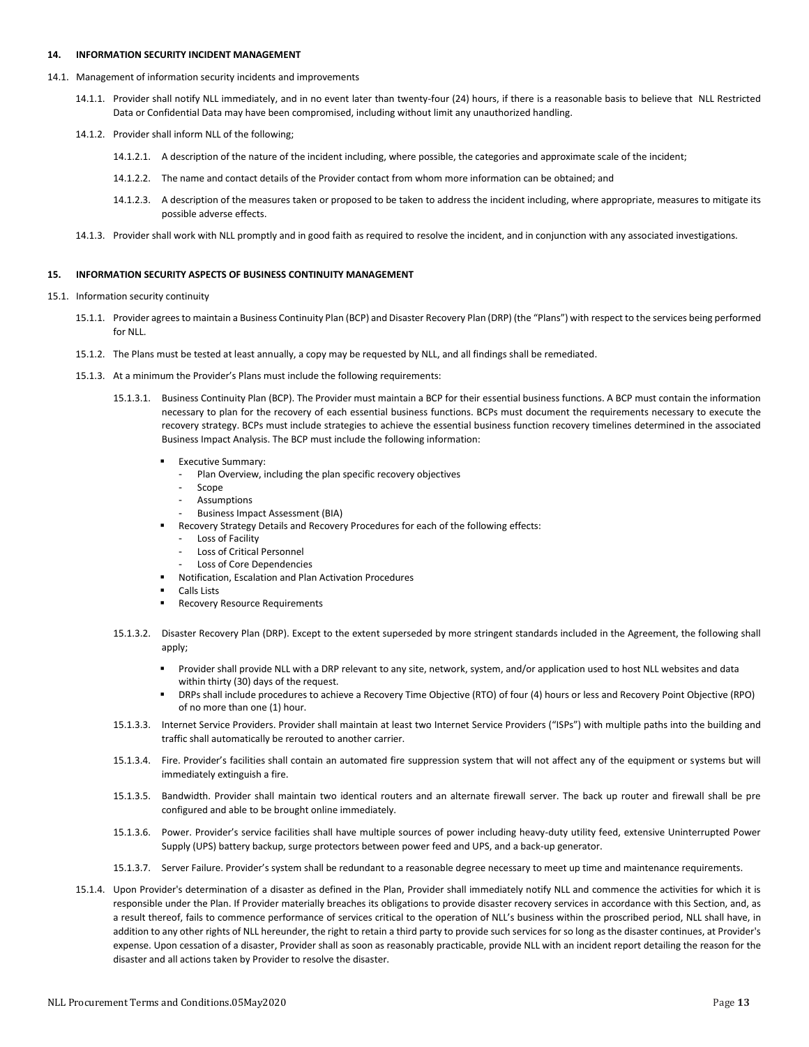## 14. INFORMATION SECURITY INCIDENT MANAGEMENT

14.1. Management of information security incidents and improvements

14.1.1. Provider shall notify NLL immediately, and in no event later than twenty-four (24) hours, if there is a reasonable basis to believe that NLL Restricted Data or Confidential Data may have been compromised, including without limit any unauthorized handling.

14.1.2. Provider shall inform NLL of the following;

14.1.2.1. A description of the nature of the incident including, where possible, the categories and approximate scale of the incident;

14.1.2.2. The name and contact details of the Provider contact from whom more information can be obtained; and

14.1.2.3. A description of the measures taken or proposed to be taken to address the incident including, where appropriate, measures to mitigate its possible adverse effects.

14.1.3. Provider shall work with NLL promptly and in good faith as required to resolve the incident, and in conjunction with any associated investigations.

## 15. INFORMATION SECURITY ASPECTS OF BUSINESS CONTINUITY MANAGEMENT

15.1. Information security continuity

15.1.1. Provider agrees to maintain a Business Continuity Plan (BCP) and Disaster Recovery Plan (DRP) (the "Plans") with respect to the services being performed for NLL.

15.1.2. The Plans must be tested at least annually, a copy may be requested by NLL, and all findings shall be remediated.

15.1.3. At a minimum the Provider's Plans must include the following requirements:

15.1.3.1. Business Continuity Plan (BCP). The Provider must maintain a BCP for their essential business functions. A BCP must contain the information necessary to plan for the recovery of each essential business functions. BCPs must document the requirements necessary to execute the recovery strategy. BCPs must include strategies to achieve the essential business function recovery timelines determined in the associated Business Impact Analysis. The BCP must include the following information:

- Executive Summary:
  - Plan Overview, including the plan specific recovery objectives
  - Scope
  - Assumptions
  - Business Impact Assessment (BIA)
- Recovery Strategy Details and Recovery Procedures for each of the following effects:
  - Loss of Facility
  - Loss of Critical Personnel
  - Loss of Core Dependencies
- Notification, Escalation and Plan Activation Procedures
- Calls Lists
- Recovery Resource Requirements

15.1.3.2. Disaster Recovery Plan (DRP). Except to the extent superseded by more stringent standards included in the Agreement, the following shall apply;

- Provider shall provide NLL with a DRP relevant to any site, network, system, and/or application used to host NLL websites and data within thirty (30) days of the request.
- DRPs shall include procedures to achieve a Recovery Time Objective (RTO) of four (4) hours or less and Recovery Point Objective (RPO) of no more than one (1) hour.

15.1.3.3. Internet Service Providers. Provider shall maintain at least two Internet Service Providers ("ISPs") with multiple paths into the building and traffic shall automatically be rerouted to another carrier.

15.1.3.4. Fire. Provider's facilities shall contain an automated fire suppression system that will not affect any of the equipment or systems but will immediately extinguish a fire.

15.1.3.5. Bandwidth. Provider shall maintain two identical routers and an alternate firewall server. The back up router and firewall shall be pre configured and able to be brought online immediately.

15.1.3.6. Power. Provider's service facilities shall have multiple sources of power including heavy-duty utility feed, extensive Uninterrupted Power Supply (UPS) battery backup, surge protectors between power feed and UPS, and a back-up generator.

15.1.3.7. Server Failure. Provider's system shall be redundant to a reasonable degree necessary to meet up time and maintenance requirements.

15.1.4. Upon Provider's determination of a disaster as defined in the Plan, Provider shall immediately notify NLL and commence the activities for which it is responsible under the Plan. If Provider materially breaches its obligations to provide disaster recovery services in accordance with this Section, and, as a result thereof, fails to commence performance of services critical to the operation of NLL's business within the proscribed period, NLL shall have, in addition to any other rights of NLL hereunder, the right to retain a third party to provide such services for so long as the disaster continues, at Provider's expense. Upon cessation of a disaster, Provider shall as soon as reasonably practicable, provide NLL with an incident report detailing the reason for the disaster and all actions taken by Provider to resolve the disaster.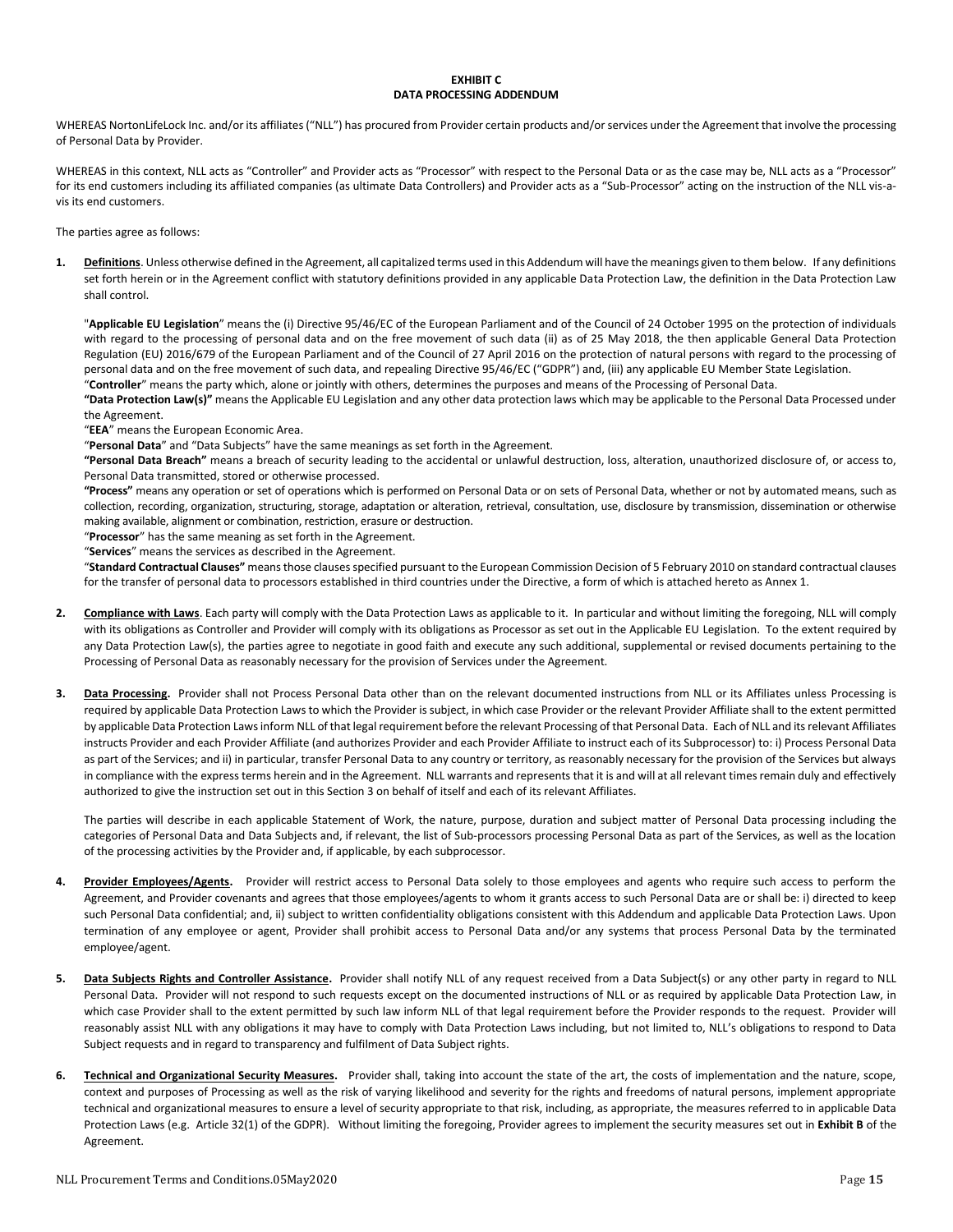**EXHIBIT C**
**DATA PROCESSING ADDENDUM**

WHEREAS NortonLifeLock Inc. and/or its affiliates ("NLL") has procured from Provider certain products and/or services under the Agreement that involve the processing of Personal Data by Provider.

WHEREAS in this context, NLL acts as "Controller" and Provider acts as "Processor" with respect to the Personal Data or as the case may be, NLL acts as a "Processor" for its end customers including its affiliated companies (as ultimate Data Controllers) and Provider acts as a "Sub-Processor" acting on the instruction of the NLL vis-a-vis its end customers.

The parties agree as follows:

1. **Definitions**. Unless otherwise defined in the Agreement, all capitalized terms used in this Addendum will have the meanings given to them below. If any definitions set forth herein or in the Agreement conflict with statutory definitions provided in any applicable Data Protection Law, the definition in the Data Protection Law shall control.

   "**Applicable EU Legislation**" means the (i) Directive 95/46/EC of the European Parliament and of the Council of 24 October 1995 on the protection of individuals with regard to the processing of personal data and on the free movement of such data (ii) as of 25 May 2018, the then applicable General Data Protection Regulation (EU) 2016/679 of the European Parliament and of the Council of 27 April 2016 on the protection of natural persons with regard to the processing of personal data and on the free movement of such data, and repealing Directive 95/46/EC ("GDPR") and, (iii) any applicable EU Member State Legislation.
   "**Controller**" means the party which, alone or jointly with others, determines the purposes and means of the Processing of Personal Data.
   **"Data Protection Law(s)"** means the Applicable EU Legislation and any other data protection laws which may be applicable to the Personal Data Processed under the Agreement.
   "**EEA**" means the European Economic Area.
   "**Personal Data**" and "Data Subjects" have the same meanings as set forth in the Agreement.
   **"Personal Data Breach"** means a breach of security leading to the accidental or unlawful destruction, loss, alteration, unauthorized disclosure of, or access to, Personal Data transmitted, stored or otherwise processed.
   **"Process"** means any operation or set of operations which is performed on Personal Data or on sets of Personal Data, whether or not by automated means, such as collection, recording, organization, structuring, storage, adaptation or alteration, retrieval, consultation, use, disclosure by transmission, dissemination or otherwise making available, alignment or combination, restriction, erasure or destruction.
   "**Processor**" has the same meaning as set forth in the Agreement.
   "**Services**" means the services as described in the Agreement.
   "**Standard Contractual Clauses"** means those clauses specified pursuant to the European Commission Decision of 5 February 2010 on standard contractual clauses for the transfer of personal data to processors established in third countries under the Directive, a form of which is attached hereto as Annex 1.

2. **Compliance with Laws**. Each party will comply with the Data Protection Laws as applicable to it. In particular and without limiting the foregoing, NLL will comply with its obligations as Controller and Provider will comply with its obligations as Processor as set out in the Applicable EU Legislation. To the extent required by any Data Protection Law(s), the parties agree to negotiate in good faith and execute any such additional, supplemental or revised documents pertaining to the Processing of Personal Data as reasonably necessary for the provision of Services under the Agreement.

3. **Data Processing.** Provider shall not Process Personal Data other than on the relevant documented instructions from NLL or its Affiliates unless Processing is required by applicable Data Protection Laws to which the Provider is subject, in which case Provider or the relevant Provider Affiliate shall to the extent permitted by applicable Data Protection Laws inform NLL of that legal requirement before the relevant Processing of that Personal Data. Each of NLL and its relevant Affiliates instructs Provider and each Provider Affiliate (and authorizes Provider and each Provider Affiliate to instruct each of its Subprocessor) to: i) Process Personal Data as part of the Services; and ii) in particular, transfer Personal Data to any country or territory, as reasonably necessary for the provision of the Services but always in compliance with the express terms herein and in the Agreement. NLL warrants and represents that it is and will at all relevant times remain duly and effectively authorized to give the instruction set out in this Section 3 on behalf of itself and each of its relevant Affiliates.

   The parties will describe in each applicable Statement of Work, the nature, purpose, duration and subject matter of Personal Data processing including the categories of Personal Data and Data Subjects and, if relevant, the list of Sub-processors processing Personal Data as part of the Services, as well as the location of the processing activities by the Provider and, if applicable, by each subprocessor.

4. **Provider Employees/Agents.** Provider will restrict access to Personal Data solely to those employees and agents who require such access to perform the Agreement, and Provider covenants and agrees that those employees/agents to whom it grants access to such Personal Data are or shall be: i) directed to keep such Personal Data confidential; and, ii) subject to written confidentiality obligations consistent with this Addendum and applicable Data Protection Laws. Upon termination of any employee or agent, Provider shall prohibit access to Personal Data and/or any systems that process Personal Data by the terminated employee/agent.

5. **Data Subjects Rights and Controller Assistance.** Provider shall notify NLL of any request received from a Data Subject(s) or any other party in regard to NLL Personal Data. Provider will not respond to such requests except on the documented instructions of NLL or as required by applicable Data Protection Law, in which case Provider shall to the extent permitted by such law inform NLL of that legal requirement before the Provider responds to the request. Provider will reasonably assist NLL with any obligations it may have to comply with Data Protection Laws including, but not limited to, NLL's obligations to respond to Data Subject requests and in regard to transparency and fulfilment of Data Subject rights.

6. **Technical and Organizational Security Measures.** Provider shall, taking into account the state of the art, the costs of implementation and the nature, scope, context and purposes of Processing as well as the risk of varying likelihood and severity for the rights and freedoms of natural persons, implement appropriate technical and organizational measures to ensure a level of security appropriate to that risk, including, as appropriate, the measures referred to in applicable Data Protection Laws (e.g. Article 32(1) of the GDPR). Without limiting the foregoing, Provider agrees to implement the security measures set out in **Exhibit B** of the Agreement.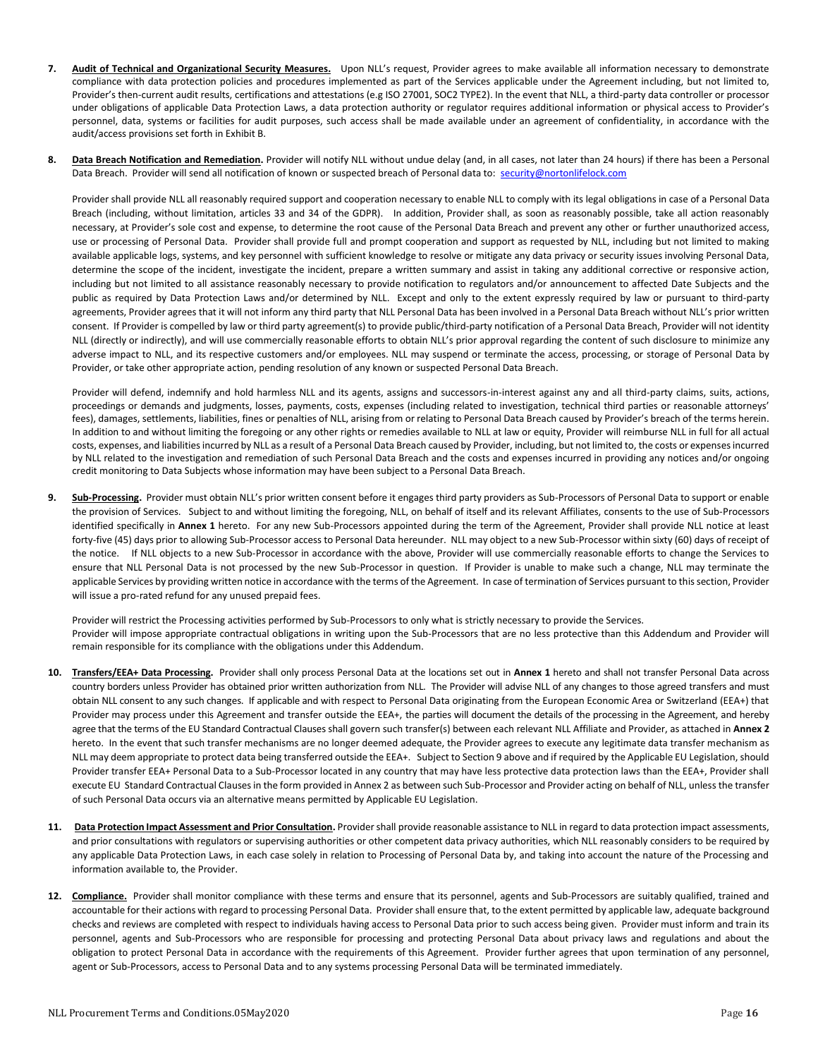7. **Audit of Technical and Organizational Security Measures.** Upon NLL's request, Provider agrees to make available all information necessary to demonstrate compliance with data protection policies and procedures implemented as part of the Services applicable under the Agreement including, but not limited to, Provider's then-current audit results, certifications and attestations (e.g ISO 27001, SOC2 TYPE2). In the event that NLL, a third-party data controller or processor under obligations of applicable Data Protection Laws, a data protection authority or regulator requires additional information or physical access to Provider's personnel, data, systems or facilities for audit purposes, such access shall be made available under an agreement of confidentiality, in accordance with the audit/access provisions set forth in Exhibit B.

8. **Data Breach Notification and Remediation.** Provider will notify NLL without undue delay (and, in all cases, not later than 24 hours) if there has been a Personal Data Breach. Provider will send all notification of known or suspected breach of Personal data to: security@nortonlifelock.com

   Provider shall provide NLL all reasonably required support and cooperation necessary to enable NLL to comply with its legal obligations in case of a Personal Data Breach (including, without limitation, articles 33 and 34 of the GDPR). In addition, Provider shall, as soon as reasonably possible, take all action reasonably necessary, at Provider's sole cost and expense, to determine the root cause of the Personal Data Breach and prevent any other or further unauthorized access, use or processing of Personal Data. Provider shall provide full and prompt cooperation and support as requested by NLL, including but not limited to making available applicable logs, systems, and key personnel with sufficient knowledge to resolve or mitigate any data privacy or security issues involving Personal Data, determine the scope of the incident, investigate the incident, prepare a written summary and assist in taking any additional corrective or responsive action, including but not limited to all assistance reasonably necessary to provide notification to regulators and/or announcement to affected Date Subjects and the public as required by Data Protection Laws and/or determined by NLL. Except and only to the extent expressly required by law or pursuant to third-party agreements, Provider agrees that it will not inform any third party that NLL Personal Data has been involved in a Personal Data Breach without NLL's prior written consent. If Provider is compelled by law or third party agreement(s) to provide public/third-party notification of a Personal Data Breach, Provider will not identity NLL (directly or indirectly), and will use commercially reasonable efforts to obtain NLL's prior approval regarding the content of such disclosure to minimize any adverse impact to NLL, and its respective customers and/or employees. NLL may suspend or terminate the access, processing, or storage of Personal Data by Provider, or take other appropriate action, pending resolution of any known or suspected Personal Data Breach.

   Provider will defend, indemnify and hold harmless NLL and its agents, assigns and successors-in-interest against any and all third-party claims, suits, actions, proceedings or demands and judgments, losses, payments, costs, expenses (including related to investigation, technical third parties or reasonable attorneys' fees), damages, settlements, liabilities, fines or penalties of NLL, arising from or relating to Personal Data Breach caused by Provider's breach of the terms herein. In addition to and without limiting the foregoing or any other rights or remedies available to NLL at law or equity, Provider will reimburse NLL in full for all actual costs, expenses, and liabilities incurred by NLL as a result of a Personal Data Breach caused by Provider, including, but not limited to, the costs or expenses incurred by NLL related to the investigation and remediation of such Personal Data Breach and the costs and expenses incurred in providing any notices and/or ongoing credit monitoring to Data Subjects whose information may have been subject to a Personal Data Breach.

9. **Sub-Processing.** Provider must obtain NLL's prior written consent before it engages third party providers as Sub-Processors of Personal Data to support or enable the provision of Services. Subject to and without limiting the foregoing, NLL, on behalf of itself and its relevant Affiliates, consents to the use of Sub-Processors identified specifically in **Annex 1** hereto. For any new Sub-Processors appointed during the term of the Agreement, Provider shall provide NLL notice at least forty-five (45) days prior to allowing Sub-Processor access to Personal Data hereunder. NLL may object to a new Sub-Processor within sixty (60) days of receipt of the notice. If NLL objects to a new Sub-Processor in accordance with the above, Provider will use commercially reasonable efforts to change the Services to ensure that NLL Personal Data is not processed by the new Sub-Processor in question. If Provider is unable to make such a change, NLL may terminate the applicable Services by providing written notice in accordance with the terms of the Agreement. In case of termination of Services pursuant to this section, Provider will issue a pro-rated refund for any unused prepaid fees.

   Provider will restrict the Processing activities performed by Sub-Processors to only what is strictly necessary to provide the Services.
   Provider will impose appropriate contractual obligations in writing upon the Sub-Processors that are no less protective than this Addendum and Provider will remain responsible for its compliance with the obligations under this Addendum.

10. **Transfers/EEA+ Data Processing.** Provider shall only process Personal Data at the locations set out in **Annex 1** hereto and shall not transfer Personal Data across country borders unless Provider has obtained prior written authorization from NLL. The Provider will advise NLL of any changes to those agreed transfers and must obtain NLL consent to any such changes. If applicable and with respect to Personal Data originating from the European Economic Area or Switzerland (EEA+) that Provider may process under this Agreement and transfer outside the EEA+, the parties will document the details of the processing in the Agreement, and hereby agree that the terms of the EU Standard Contractual Clauses shall govern such transfer(s) between each relevant NLL Affiliate and Provider, as attached in **Annex 2** hereto. In the event that such transfer mechanisms are no longer deemed adequate, the Provider agrees to execute any legitimate data transfer mechanism as NLL may deem appropriate to protect data being transferred outside the EEA+. Subject to Section 9 above and if required by the Applicable EU Legislation, should Provider transfer EEA+ Personal Data to a Sub-Processor located in any country that may have less protective data protection laws than the EEA+, Provider shall execute EU Standard Contractual Clauses in the form provided in Annex 2 as between such Sub-Processor and Provider acting on behalf of NLL, unless the transfer of such Personal Data occurs via an alternative means permitted by Applicable EU Legislation.

11. **Data Protection Impact Assessment and Prior Consultation.** Provider shall provide reasonable assistance to NLL in regard to data protection impact assessments, and prior consultations with regulators or supervising authorities or other competent data privacy authorities, which NLL reasonably considers to be required by any applicable Data Protection Laws, in each case solely in relation to Processing of Personal Data by, and taking into account the nature of the Processing and information available to, the Provider.

12. **Compliance.** Provider shall monitor compliance with these terms and ensure that its personnel, agents and Sub-Processors are suitably qualified, trained and accountable for their actions with regard to processing Personal Data. Provider shall ensure that, to the extent permitted by applicable law, adequate background checks and reviews are completed with respect to individuals having access to Personal Data prior to such access being given. Provider must inform and train its personnel, agents and Sub-Processors who are responsible for processing and protecting Personal Data about privacy laws and regulations and about the obligation to protect Personal Data in accordance with the requirements of this Agreement. Provider further agrees that upon termination of any personnel, agent or Sub-Processors, access to Personal Data and to any systems processing Personal Data will be terminated immediately.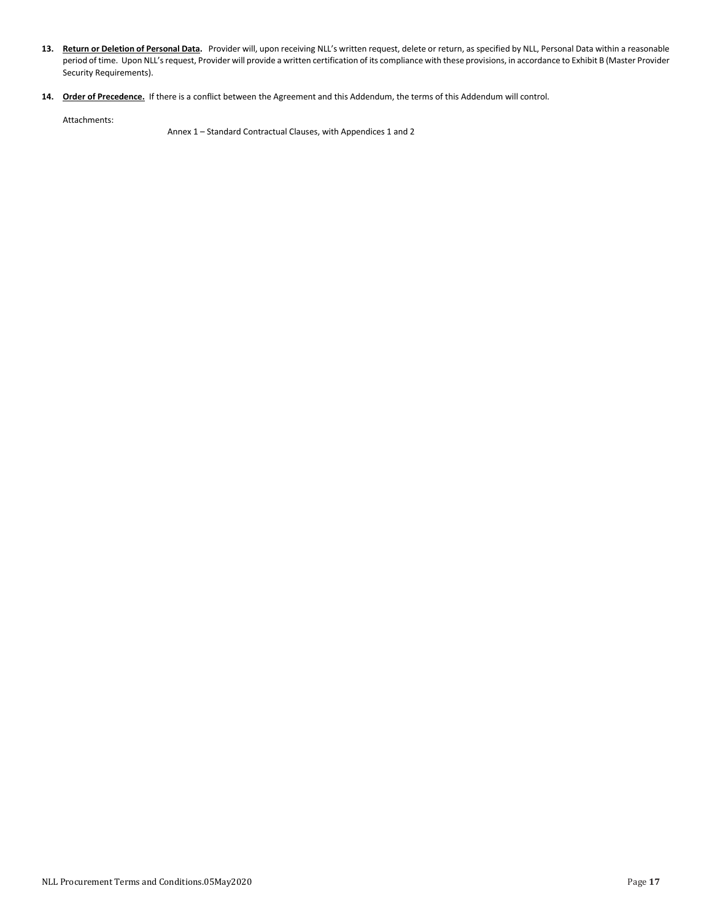13. **Return or Deletion of Personal Data.** Provider will, upon receiving NLL's written request, delete or return, as specified by NLL, Personal Data within a reasonable period of time. Upon NLL's request, Provider will provide a written certification of its compliance with these provisions, in accordance to Exhibit B (Master Provider Security Requirements).

14. **Order of Precedence.** If there is a conflict between the Agreement and this Addendum, the terms of this Addendum will control.

Attachments:

Annex 1 – Standard Contractual Clauses, with Appendices 1 and 2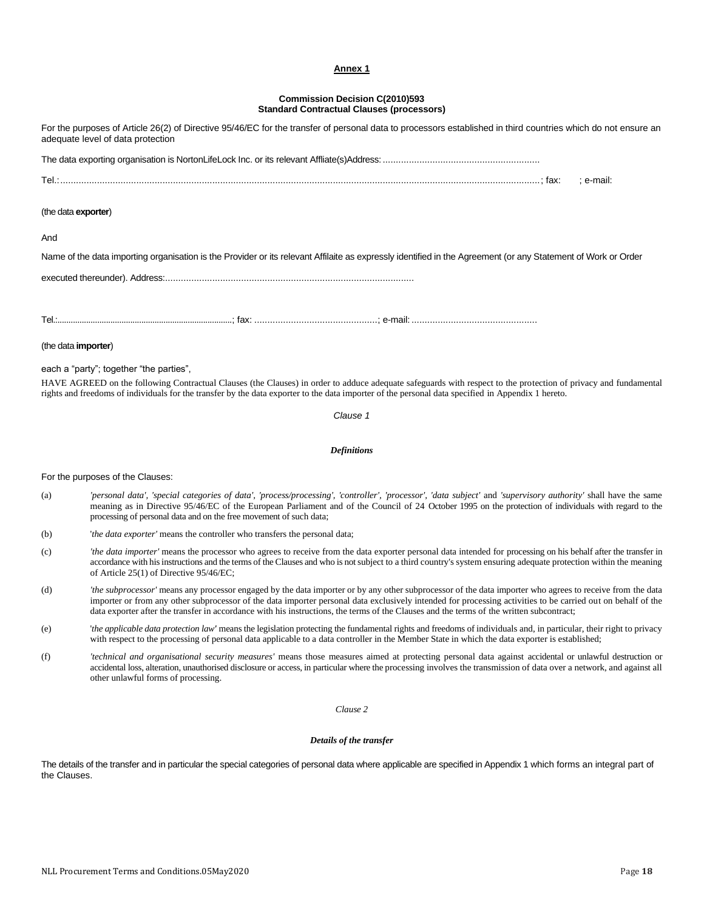## Annex 1

**Commission Decision C(2010)593**
**Standard Contractual Clauses (processors)**

For the purposes of Article 26(2) of Directive 95/46/EC for the transfer of personal data to processors established in third countries which do not ensure an adequate level of data protection

The data exporting organisation is NortonLifeLock Inc. or its relevant Affliate(s)Address: ............................................................

Tel.: .......................................................................................................................................................................................; fax: ; e-mail:

(the data **exporter**)

And

Name of the data importing organisation is the Provider or its relevant Affilaite as expressly identified in the Agreement (or any Statement of Work or Order

executed thereunder). Address:...............................................................................................

Tel.:...............................................................................; fax: ...............................................; e-mail: ................................................

(the data **importer**)

each a "party"; together "the parties",

HAVE AGREED on the following Contractual Clauses (the Clauses) in order to adduce adequate safeguards with respect to the protection of privacy and fundamental rights and freedoms of individuals for the transfer by the data exporter to the data importer of the personal data specified in Appendix 1 hereto.

*Clause 1*

***Definitions***

For the purposes of the Clauses:

(a) *'personal data', 'special categories of data', 'process/processing', 'controller', 'processor', 'data subject'* and *'supervisory authority'* shall have the same meaning as in Directive 95/46/EC of the European Parliament and of the Council of 24 October 1995 on the protection of individuals with regard to the processing of personal data and on the free movement of such data;

(b) '*the data exporter'* means the controller who transfers the personal data;

(c) *'the data importer'* means the processor who agrees to receive from the data exporter personal data intended for processing on his behalf after the transfer in accordance with his instructions and the terms of the Clauses and who is not subject to a third country's system ensuring adequate protection within the meaning of Article 25(1) of Directive 95/46/EC;

(d) *'the subprocessor'* means any processor engaged by the data importer or by any other subprocessor of the data importer who agrees to receive from the data importer or from any other subprocessor of the data importer personal data exclusively intended for processing activities to be carried out on behalf of the data exporter after the transfer in accordance with his instructions, the terms of the Clauses and the terms of the written subcontract;

(e) '*the applicable data protection law'* means the legislation protecting the fundamental rights and freedoms of individuals and, in particular, their right to privacy with respect to the processing of personal data applicable to a data controller in the Member State in which the data exporter is established;

(f) *'technical and organisational security measures'* means those measures aimed at protecting personal data against accidental or unlawful destruction or accidental loss, alteration, unauthorised disclosure or access, in particular where the processing involves the transmission of data over a network, and against all other unlawful forms of processing.

*Clause 2*

***Details of the transfer***

The details of the transfer and in particular the special categories of personal data where applicable are specified in Appendix 1 which forms an integral part of the Clauses.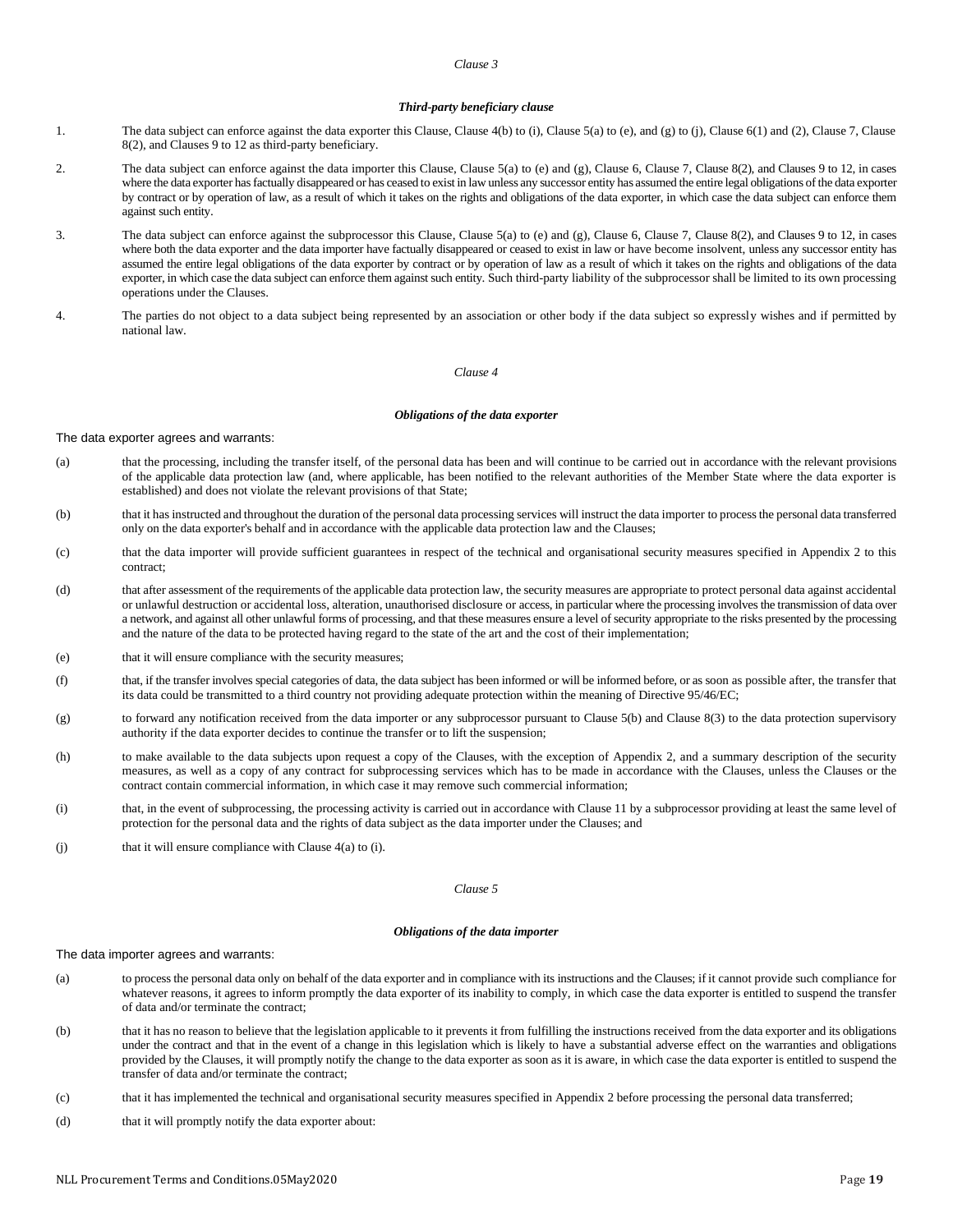*Clause 3*

***Third-party beneficiary clause***

1. The data subject can enforce against the data exporter this Clause, Clause 4(b) to (i), Clause 5(a) to (e), and (g) to (j), Clause 6(1) and (2), Clause 7, Clause 8(2), and Clauses 9 to 12 as third-party beneficiary.

2. The data subject can enforce against the data importer this Clause, Clause 5(a) to (e) and (g), Clause 6, Clause 7, Clause 8(2), and Clauses 9 to 12, in cases where the data exporter has factually disappeared or has ceased to exist in law unless any successor entity has assumed the entire legal obligations of the data exporter by contract or by operation of law, as a result of which it takes on the rights and obligations of the data exporter, in which case the data subject can enforce them against such entity.

3. The data subject can enforce against the subprocessor this Clause, Clause 5(a) to (e) and (g), Clause 6, Clause 7, Clause 8(2), and Clauses 9 to 12, in cases where both the data exporter and the data importer have factually disappeared or ceased to exist in law or have become insolvent, unless any successor entity has assumed the entire legal obligations of the data exporter by contract or by operation of law as a result of which it takes on the rights and obligations of the data exporter, in which case the data subject can enforce them against such entity. Such third-party liability of the subprocessor shall be limited to its own processing operations under the Clauses.

4. The parties do not object to a data subject being represented by an association or other body if the data subject so expressly wishes and if permitted by national law.

*Clause 4*

***Obligations of the data exporter***

The data exporter agrees and warrants:

(a) that the processing, including the transfer itself, of the personal data has been and will continue to be carried out in accordance with the relevant provisions of the applicable data protection law (and, where applicable, has been notified to the relevant authorities of the Member State where the data exporter is established) and does not violate the relevant provisions of that State;

(b) that it has instructed and throughout the duration of the personal data processing services will instruct the data importer to process the personal data transferred only on the data exporter's behalf and in accordance with the applicable data protection law and the Clauses;

(c) that the data importer will provide sufficient guarantees in respect of the technical and organisational security measures specified in Appendix 2 to this contract;

(d) that after assessment of the requirements of the applicable data protection law, the security measures are appropriate to protect personal data against accidental or unlawful destruction or accidental loss, alteration, unauthorised disclosure or access, in particular where the processing involves the transmission of data over a network, and against all other unlawful forms of processing, and that these measures ensure a level of security appropriate to the risks presented by the processing and the nature of the data to be protected having regard to the state of the art and the cost of their implementation;

(e) that it will ensure compliance with the security measures;

(f) that, if the transfer involves special categories of data, the data subject has been informed or will be informed before, or as soon as possible after, the transfer that its data could be transmitted to a third country not providing adequate protection within the meaning of Directive 95/46/EC;

(g) to forward any notification received from the data importer or any subprocessor pursuant to Clause 5(b) and Clause 8(3) to the data protection supervisory authority if the data exporter decides to continue the transfer or to lift the suspension;

(h) to make available to the data subjects upon request a copy of the Clauses, with the exception of Appendix 2, and a summary description of the security measures, as well as a copy of any contract for subprocessing services which has to be made in accordance with the Clauses, unless the Clauses or the contract contain commercial information, in which case it may remove such commercial information;

(i) that, in the event of subprocessing, the processing activity is carried out in accordance with Clause 11 by a subprocessor providing at least the same level of protection for the personal data and the rights of data subject as the data importer under the Clauses; and

(j) that it will ensure compliance with Clause 4(a) to (i).

*Clause 5*

***Obligations of the data importer***

The data importer agrees and warrants:

(a) to process the personal data only on behalf of the data exporter and in compliance with its instructions and the Clauses; if it cannot provide such compliance for whatever reasons, it agrees to inform promptly the data exporter of its inability to comply, in which case the data exporter is entitled to suspend the transfer of data and/or terminate the contract;

(b) that it has no reason to believe that the legislation applicable to it prevents it from fulfilling the instructions received from the data exporter and its obligations under the contract and that in the event of a change in this legislation which is likely to have a substantial adverse effect on the warranties and obligations provided by the Clauses, it will promptly notify the change to the data exporter as soon as it is aware, in which case the data exporter is entitled to suspend the transfer of data and/or terminate the contract;

(c) that it has implemented the technical and organisational security measures specified in Appendix 2 before processing the personal data transferred;

(d) that it will promptly notify the data exporter about: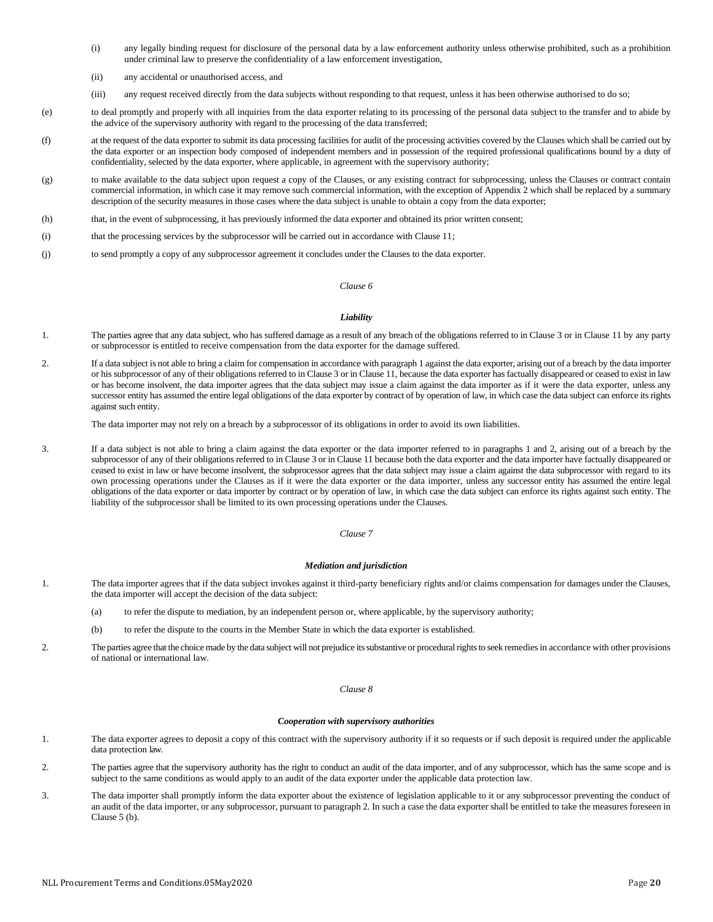(i) any legally binding request for disclosure of the personal data by a law enforcement authority unless otherwise prohibited, such as a prohibition under criminal law to preserve the confidentiality of a law enforcement investigation,

(ii) any accidental or unauthorised access, and

(iii) any request received directly from the data subjects without responding to that request, unless it has been otherwise authorised to do so;

(e) to deal promptly and properly with all inquiries from the data exporter relating to its processing of the personal data subject to the transfer and to abide by the advice of the supervisory authority with regard to the processing of the data transferred;

(f) at the request of the data exporter to submit its data processing facilities for audit of the processing activities covered by the Clauses which shall be carried out by the data exporter or an inspection body composed of independent members and in possession of the required professional qualifications bound by a duty of confidentiality, selected by the data exporter, where applicable, in agreement with the supervisory authority;

(g) to make available to the data subject upon request a copy of the Clauses, or any existing contract for subprocessing, unless the Clauses or contract contain commercial information, in which case it may remove such commercial information, with the exception of Appendix 2 which shall be replaced by a summary description of the security measures in those cases where the data subject is unable to obtain a copy from the data exporter;

(h) that, in the event of subprocessing, it has previously informed the data exporter and obtained its prior written consent;

(i) that the processing services by the subprocessor will be carried out in accordance with Clause 11;

(j) to send promptly a copy of any subprocessor agreement it concludes under the Clauses to the data exporter.

*Clause 6*

***Liability***

1. The parties agree that any data subject, who has suffered damage as a result of any breach of the obligations referred to in Clause 3 or in Clause 11 by any party or subprocessor is entitled to receive compensation from the data exporter for the damage suffered.

2. If a data subject is not able to bring a claim for compensation in accordance with paragraph 1 against the data exporter, arising out of a breach by the data importer or his subprocessor of any of their obligations referred to in Clause 3 or in Clause 11, because the data exporter has factually disappeared or ceased to exist in law or has become insolvent, the data importer agrees that the data subject may issue a claim against the data importer as if it were the data exporter, unless any successor entity has assumed the entire legal obligations of the data exporter by contract of by operation of law, in which case the data subject can enforce its rights against such entity.

   The data importer may not rely on a breach by a subprocessor of its obligations in order to avoid its own liabilities.

3. If a data subject is not able to bring a claim against the data exporter or the data importer referred to in paragraphs 1 and 2, arising out of a breach by the subprocessor of any of their obligations referred to in Clause 3 or in Clause 11 because both the data exporter and the data importer have factually disappeared or ceased to exist in law or have become insolvent, the subprocessor agrees that the data subject may issue a claim against the data subprocessor with regard to its own processing operations under the Clauses as if it were the data exporter or the data importer, unless any successor entity has assumed the entire legal obligations of the data exporter or data importer by contract or by operation of law, in which case the data subject can enforce its rights against such entity. The liability of the subprocessor shall be limited to its own processing operations under the Clauses.

*Clause 7*

***Mediation and jurisdiction***

1. The data importer agrees that if the data subject invokes against it third-party beneficiary rights and/or claims compensation for damages under the Clauses, the data importer will accept the decision of the data subject:

   (a) to refer the dispute to mediation, by an independent person or, where applicable, by the supervisory authority;

   (b) to refer the dispute to the courts in the Member State in which the data exporter is established.

2. The parties agree that the choice made by the data subject will not prejudice its substantive or procedural rights to seek remedies in accordance with other provisions of national or international law.

*Clause 8*

***Cooperation with supervisory authorities***

1. The data exporter agrees to deposit a copy of this contract with the supervisory authority if it so requests or if such deposit is required under the applicable data protection law.

2. The parties agree that the supervisory authority has the right to conduct an audit of the data importer, and of any subprocessor, which has the same scope and is subject to the same conditions as would apply to an audit of the data exporter under the applicable data protection law.

3. The data importer shall promptly inform the data exporter about the existence of legislation applicable to it or any subprocessor preventing the conduct of an audit of the data importer, or any subprocessor, pursuant to paragraph 2. In such a case the data exporter shall be entitled to take the measures foreseen in Clause 5 (b).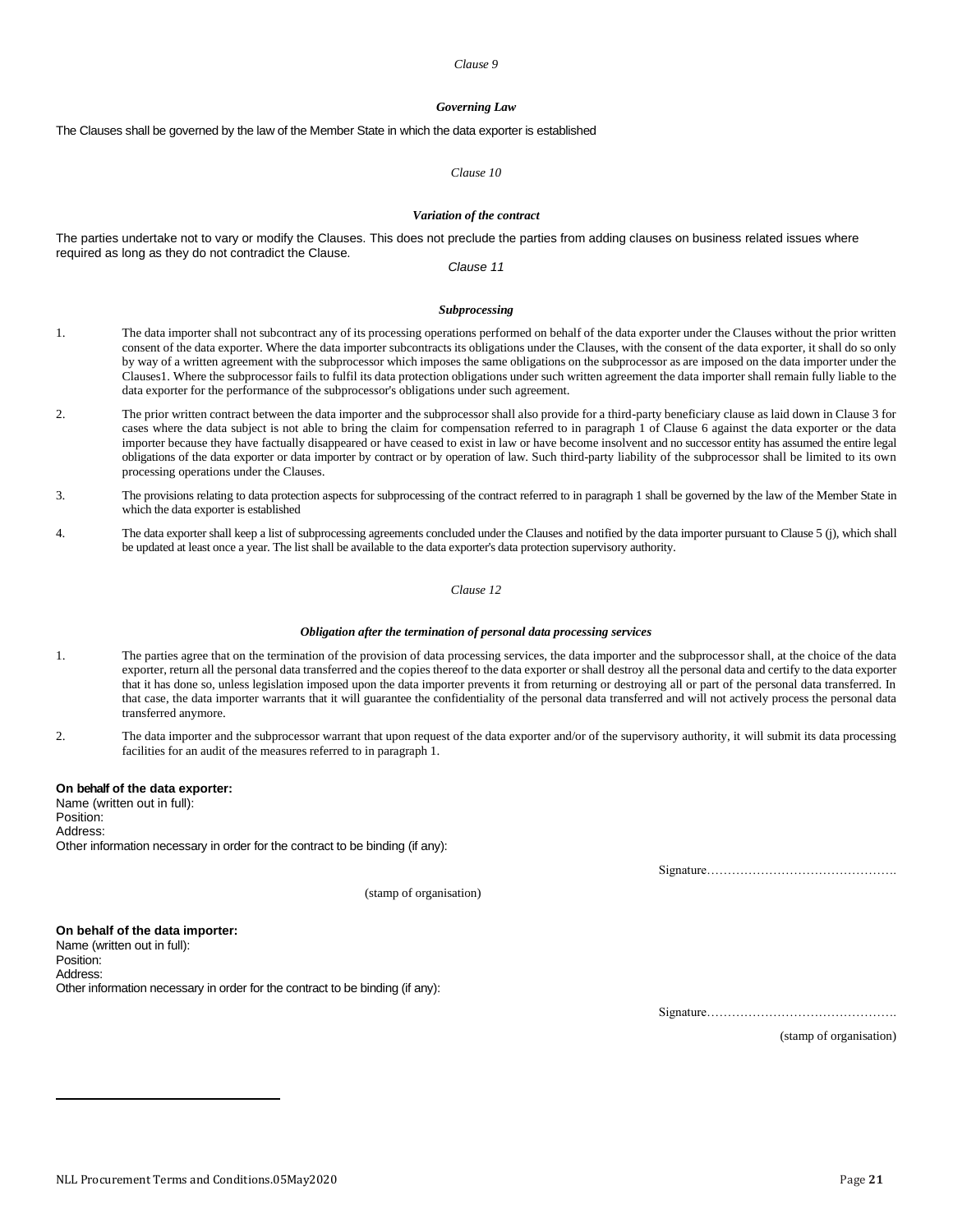*Clause 9*

***Governing Law***

The Clauses shall be governed by the law of the Member State in which the data exporter is established

*Clause 10*

***Variation of the contract***

The parties undertake not to vary or modify the Clauses. This does not preclude the parties from adding clauses on business related issues where required as long as they do not contradict the Clause.

*Clause 11*

***Subprocessing***

1. The data importer shall not subcontract any of its processing operations performed on behalf of the data exporter under the Clauses without the prior written consent of the data exporter. Where the data importer subcontracts its obligations under the Clauses, with the consent of the data exporter, it shall do so only by way of a written agreement with the subprocessor which imposes the same obligations on the subprocessor as are imposed on the data importer under the Clauses[1]. Where the subprocessor fails to fulfil its data protection obligations under such written agreement the data importer shall remain fully liable to the data exporter for the performance of the subprocessor's obligations under such agreement.

2. The prior written contract between the data importer and the subprocessor shall also provide for a third-party beneficiary clause as laid down in Clause 3 for cases where the data subject is not able to bring the claim for compensation referred to in paragraph 1 of Clause 6 against the data exporter or the data importer because they have factually disappeared or have ceased to exist in law or have become insolvent and no successor entity has assumed the entire legal obligations of the data exporter or data importer by contract or by operation of law. Such third-party liability of the subprocessor shall be limited to its own processing operations under the Clauses.

3. The provisions relating to data protection aspects for subprocessing of the contract referred to in paragraph 1 shall be governed by the law of the Member State in which the data exporter is established

4. The data exporter shall keep a list of subprocessing agreements concluded under the Clauses and notified by the data importer pursuant to Clause 5 (j), which shall be updated at least once a year. The list shall be available to the data exporter's data protection supervisory authority.

*Clause 12*

***Obligation after the termination of personal data processing services***

1. The parties agree that on the termination of the provision of data processing services, the data importer and the subprocessor shall, at the choice of the data exporter, return all the personal data transferred and the copies thereof to the data exporter or shall destroy all the personal data and certify to the data exporter that it has done so, unless legislation imposed upon the data importer prevents it from returning or destroying all or part of the personal data transferred. In that case, the data importer warrants that it will guarantee the confidentiality of the personal data transferred and will not actively process the personal data transferred anymore.

2. The data importer and the subprocessor warrant that upon request of the data exporter and/or of the supervisory authority, it will submit its data processing facilities for an audit of the measures referred to in paragraph 1.

**On behalf of the data exporter:**
Name (written out in full):
Position:
Address:
Other information necessary in order for the contract to be binding (if any):

Signature……………………………………….

(stamp of organisation)

**On behalf of the data importer:**
Name (written out in full):
Position:
Address:
Other information necessary in order for the contract to be binding (if any):

Signature……………………………………….

(stamp of organisation)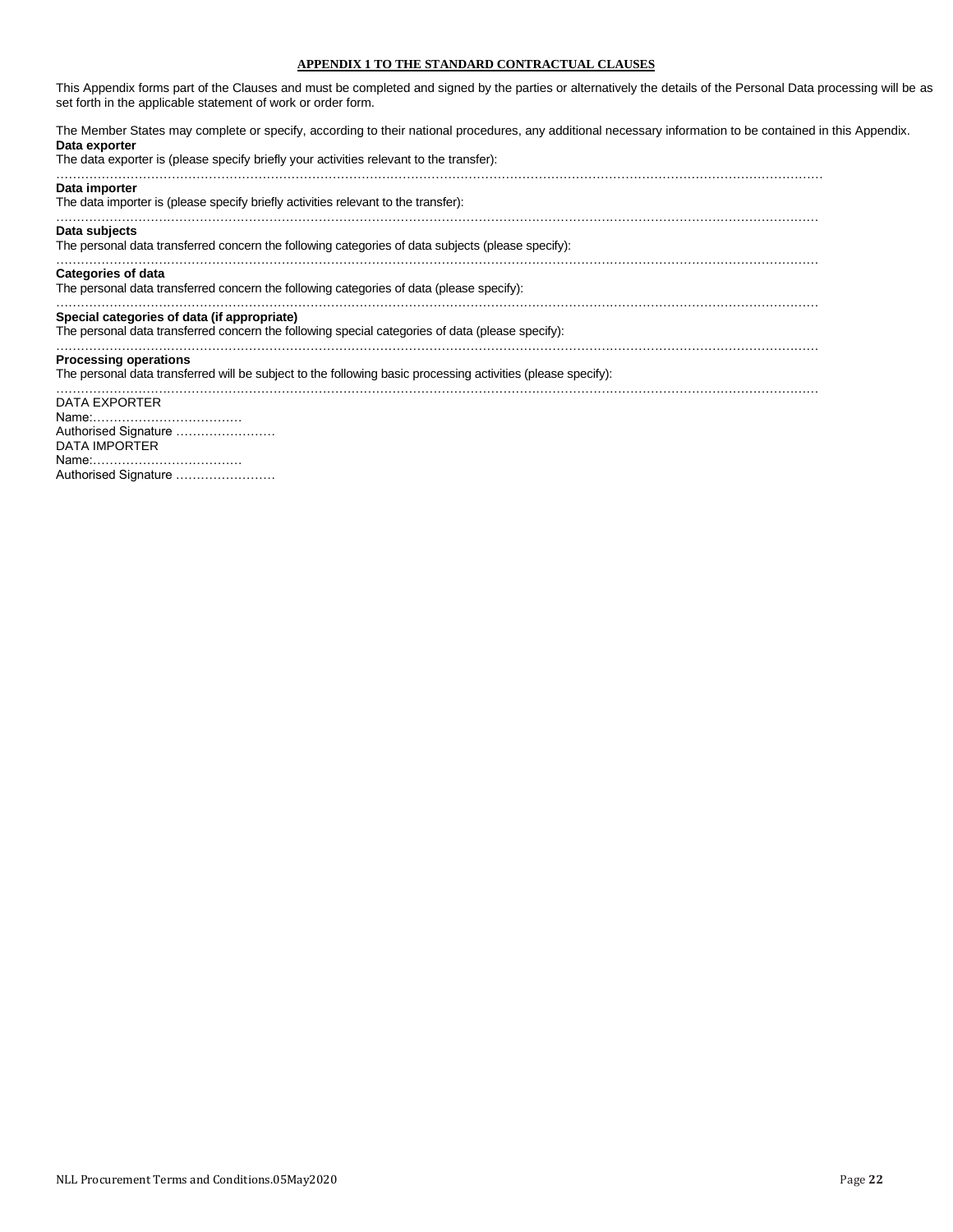## APPENDIX 1 TO THE STANDARD CONTRACTUAL CLAUSES

This Appendix forms part of the Clauses and must be completed and signed by the parties or alternatively the details of the Personal Data processing will be as set forth in the applicable statement of work or order form.

The Member States may complete or specify, according to their national procedures, any additional necessary information to be contained in this Appendix.

**Data exporter**

The data exporter is (please specify briefly your activities relevant to the transfer):

…………………………………………………………………………………………………………………………………………………………

**Data importer**

The data importer is (please specify briefly activities relevant to the transfer):

…………………………………………………………………………………………………………………………………………………………

**Data subjects**

The personal data transferred concern the following categories of data subjects (please specify):

…………………………………………………………………………………………………………………………………………………………

**Categories of data**

The personal data transferred concern the following categories of data (please specify):

…………………………………………………………………………………………………………………………………………………………

**Special categories of data (if appropriate)**

The personal data transferred concern the following special categories of data (please specify):

…………………………………………………………………………………………………………………………………………………………

**Processing operations**

The personal data transferred will be subject to the following basic processing activities (please specify):

…………………………………………………………………………………………………………………………………………………………

DATA EXPORTER

Name:………………………………

Authorised Signature ……………………

DATA IMPORTER

Name:………………………………

Authorised Signature ……………………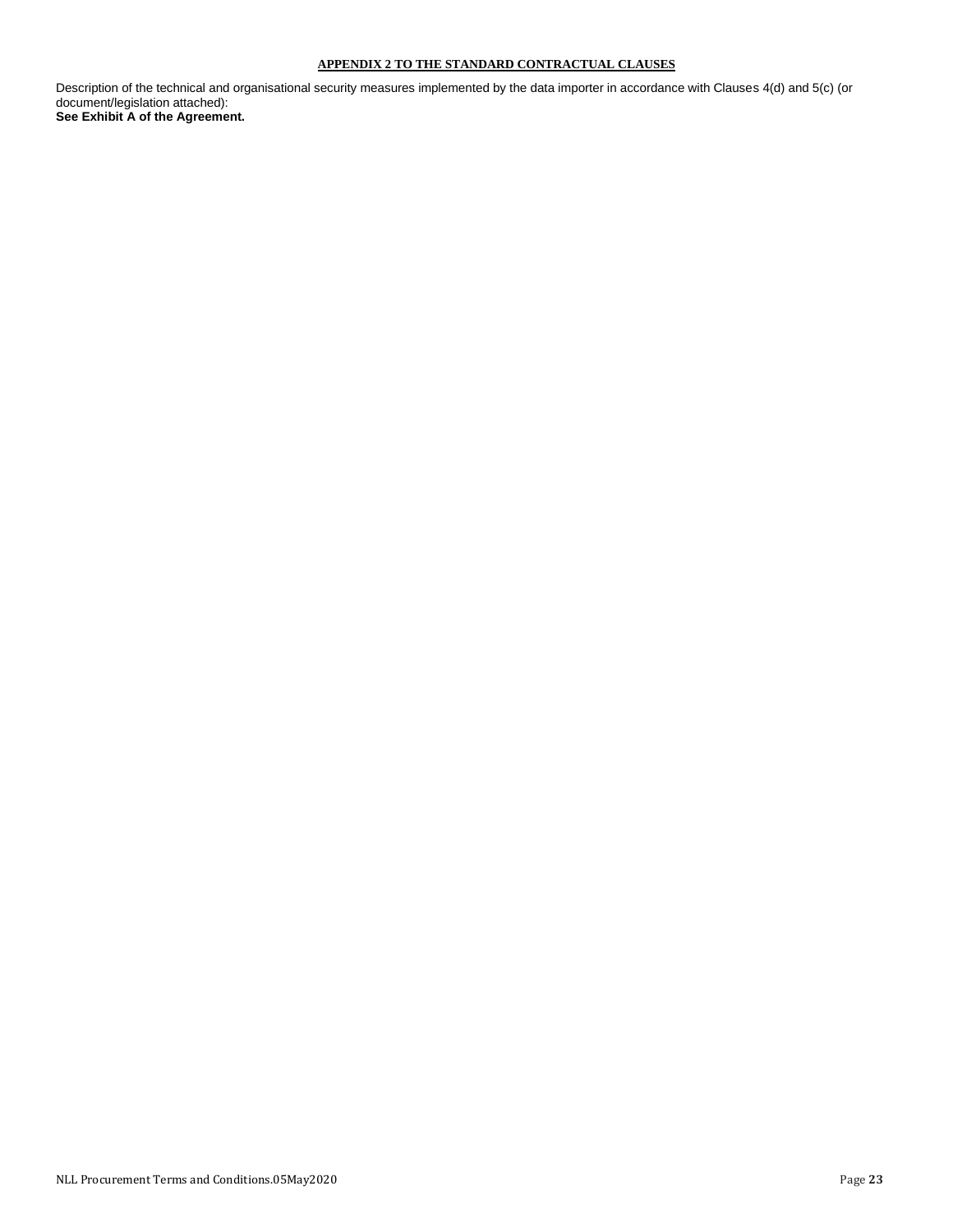## APPENDIX 2 TO THE STANDARD CONTRACTUAL CLAUSES

Description of the technical and organisational security measures implemented by the data importer in accordance with Clauses 4(d) and 5(c) (or document/legislation attached):

**See Exhibit A of the Agreement.**